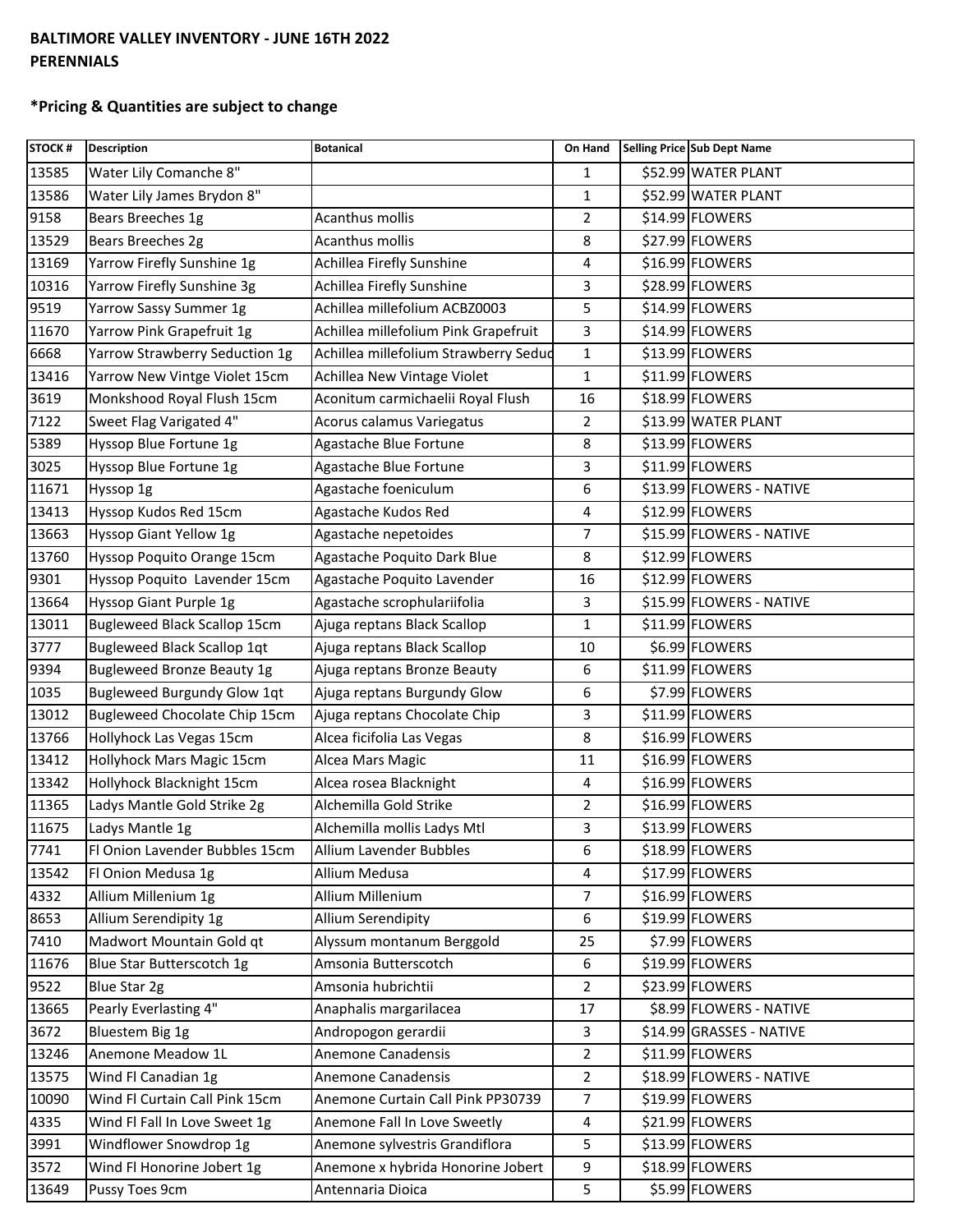**BALTIMORE VALLEY INVENTORY - JUNE 16TH 2022**
**PERENNIALS**

**\*Pricing & Quantities are subject to change**

| STOCK # | Description | Botanical | On Hand | Selling Price | Sub Dept Name |
|---|---|---|---|---|---|
| 13585 | Water Lily Comanche 8" | | 1 | $52.99 | WATER PLANT |
| 13586 | Water Lily James Brydon 8" | | 1 | $52.99 | WATER PLANT |
| 9158 | Bears Breeches 1g | Acanthus mollis | 2 | $14.99 | FLOWERS |
| 13529 | Bears Breeches 2g | Acanthus mollis | 8 | $27.99 | FLOWERS |
| 13169 | Yarrow Firefly Sunshine 1g | Achillea Firefly Sunshine | 4 | $16.99 | FLOWERS |
| 10316 | Yarrow Firefly Sunshine 3g | Achillea Firefly Sunshine | 3 | $28.99 | FLOWERS |
| 9519 | Yarrow Sassy Summer 1g | Achillea millefolium ACBZ0003 | 5 | $14.99 | FLOWERS |
| 11670 | Yarrow Pink Grapefruit 1g | Achillea millefolium Pink Grapefruit | 3 | $14.99 | FLOWERS |
| 6668 | Yarrow Strawberry Seduction 1g | Achillea millefolium Strawberry Seduc | 1 | $13.99 | FLOWERS |
| 13416 | Yarrow New Vintge Violet 15cm | Achillea New Vintage Violet | 1 | $11.99 | FLOWERS |
| 3619 | Monkshood Royal Flush 15cm | Aconitum carmichaelii Royal Flush | 16 | $18.99 | FLOWERS |
| 7122 | Sweet Flag Varigated 4" | Acorus calamus Variegatus | 2 | $13.99 | WATER PLANT |
| 5389 | Hyssop Blue Fortune 1g | Agastache Blue Fortune | 8 | $13.99 | FLOWERS |
| 3025 | Hyssop Blue Fortune 1g | Agastache Blue Fortune | 3 | $11.99 | FLOWERS |
| 11671 | Hyssop 1g | Agastache foeniculum | 6 | $13.99 | FLOWERS - NATIVE |
| 13413 | Hyssop Kudos Red 15cm | Agastache Kudos Red | 4 | $12.99 | FLOWERS |
| 13663 | Hyssop Giant Yellow 1g | Agastache nepetoides | 7 | $15.99 | FLOWERS - NATIVE |
| 13760 | Hyssop Poquito Orange 15cm | Agastache Poquito Dark Blue | 8 | $12.99 | FLOWERS |
| 9301 | Hyssop Poquito Lavender 15cm | Agastache Poquito Lavender | 16 | $12.99 | FLOWERS |
| 13664 | Hyssop Giant Purple 1g | Agastache scrophulariifolia | 3 | $15.99 | FLOWERS - NATIVE |
| 13011 | Bugleweed Black Scallop 15cm | Ajuga reptans Black Scallop | 1 | $11.99 | FLOWERS |
| 3777 | Bugleweed Black Scallop 1qt | Ajuga reptans Black Scallop | 10 | $6.99 | FLOWERS |
| 9394 | Bugleweed Bronze Beauty 1g | Ajuga reptans Bronze Beauty | 6 | $11.99 | FLOWERS |
| 1035 | Bugleweed Burgundy Glow 1qt | Ajuga reptans Burgundy Glow | 6 | $7.99 | FLOWERS |
| 13012 | Bugleweed Chocolate Chip 15cm | Ajuga reptans Chocolate Chip | 3 | $11.99 | FLOWERS |
| 13766 | Hollyhock Las Vegas 15cm | Alcea ficifolia Las Vegas | 8 | $16.99 | FLOWERS |
| 13412 | Hollyhock Mars Magic 15cm | Alcea Mars Magic | 11 | $16.99 | FLOWERS |
| 13342 | Hollyhock Blacknight 15cm | Alcea rosea Blacknight | 4 | $16.99 | FLOWERS |
| 11365 | Ladys Mantle Gold Strike 2g | Alchemilla Gold Strike | 2 | $16.99 | FLOWERS |
| 11675 | Ladys Mantle 1g | Alchemilla mollis Ladys Mtl | 3 | $13.99 | FLOWERS |
| 7741 | Fl Onion Lavender Bubbles 15cm | Allium Lavender Bubbles | 6 | $18.99 | FLOWERS |
| 13542 | Fl Onion Medusa 1g | Allium Medusa | 4 | $17.99 | FLOWERS |
| 4332 | Allium Millenium 1g | Allium Millenium | 7 | $16.99 | FLOWERS |
| 8653 | Allium Serendipity 1g | Allium Serendipity | 6 | $19.99 | FLOWERS |
| 7410 | Madwort Mountain Gold qt | Alyssum montanum Berggold | 25 | $7.99 | FLOWERS |
| 11676 | Blue Star Butterscotch 1g | Amsonia Butterscotch | 6 | $19.99 | FLOWERS |
| 9522 | Blue Star 2g | Amsonia hubrichtii | 2 | $23.99 | FLOWERS |
| 13665 | Pearly Everlasting 4" | Anaphalis margarilacea | 17 | $8.99 | FLOWERS - NATIVE |
| 3672 | Bluestem Big 1g | Andropogon gerardii | 3 | $14.99 | GRASSES - NATIVE |
| 13246 | Anemone Meadow 1L | Anemone Canadensis | 2 | $11.99 | FLOWERS |
| 13575 | Wind Fl Canadian 1g | Anemone Canadensis | 2 | $18.99 | FLOWERS - NATIVE |
| 10090 | Wind Fl Curtain Call Pink 15cm | Anemone Curtain Call Pink PP30739 | 7 | $19.99 | FLOWERS |
| 4335 | Wind Fl Fall In Love Sweet 1g | Anemone Fall In Love Sweetly | 4 | $21.99 | FLOWERS |
| 3991 | Windflower Snowdrop 1g | Anemone sylvestris Grandiflora | 5 | $13.99 | FLOWERS |
| 3572 | Wind Fl Honorine Jobert 1g | Anemone x hybrida Honorine Jobert | 9 | $18.99 | FLOWERS |
| 13649 | Pussy Toes 9cm | Antennaria Dioica | 5 | $5.99 | FLOWERS |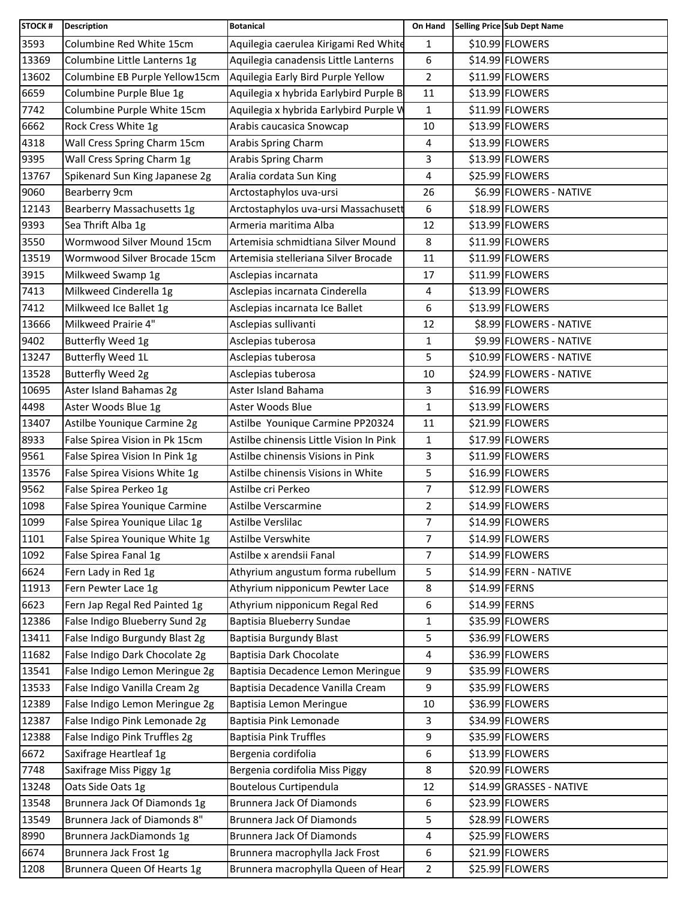| STOCK # | Description | Botanical | On Hand | Selling Price | Sub Dept Name |
|---|---|---|---|---|---|
| 3593 | Columbine Red White 15cm | Aquilegia caerulea Kirigami Red White | 1 | $10.99 | FLOWERS |
| 13369 | Columbine Little Lanterns 1g | Aquilegia canadensis Little Lanterns | 6 | $14.99 | FLOWERS |
| 13602 | Columbine EB Purple Yellow15cm | Aquilegia Early Bird Purple Yellow | 2 | $11.99 | FLOWERS |
| 6659 | Columbine Purple Blue 1g | Aquilegia x hybrida Earlybird Purple B | 11 | $13.99 | FLOWERS |
| 7742 | Columbine Purple White 15cm | Aquilegia x hybrida Earlybird Purple W | 1 | $11.99 | FLOWERS |
| 6662 | Rock Cress White 1g | Arabis caucasica Snowcap | 10 | $13.99 | FLOWERS |
| 4318 | Wall Cress Spring Charm 15cm | Arabis Spring Charm | 4 | $13.99 | FLOWERS |
| 9395 | Wall Cress Spring Charm 1g | Arabis Spring Charm | 3 | $13.99 | FLOWERS |
| 13767 | Spikenard Sun King Japanese 2g | Aralia cordata Sun King | 4 | $25.99 | FLOWERS |
| 9060 | Bearberry 9cm | Arctostaphylos uva-ursi | 26 | $6.99 | FLOWERS - NATIVE |
| 12143 | Bearberry Massachusetts 1g | Arctostaphylos uva-ursi Massachusett | 6 | $18.99 | FLOWERS |
| 9393 | Sea Thrift Alba 1g | Armeria maritima Alba | 12 | $13.99 | FLOWERS |
| 3550 | Wormwood Silver Mound 15cm | Artemisia schmidtiana Silver Mound | 8 | $11.99 | FLOWERS |
| 13519 | Wormwood Silver Brocade 15cm | Artemisia stelleriana Silver Brocade | 11 | $11.99 | FLOWERS |
| 3915 | Milkweed Swamp 1g | Asclepias incarnata | 17 | $11.99 | FLOWERS |
| 7413 | Milkweed Cinderella 1g | Asclepias incarnata Cinderella | 4 | $13.99 | FLOWERS |
| 7412 | Milkweed Ice Ballet 1g | Asclepias incarnata Ice Ballet | 6 | $13.99 | FLOWERS |
| 13666 | Milkweed Prairie 4" | Asclepias sullivanti | 12 | $8.99 | FLOWERS - NATIVE |
| 9402 | Butterfly Weed 1g | Asclepias tuberosa | 1 | $9.99 | FLOWERS - NATIVE |
| 13247 | Butterfly Weed 1L | Asclepias tuberosa | 5 | $10.99 | FLOWERS - NATIVE |
| 13528 | Butterfly Weed 2g | Asclepias tuberosa | 10 | $24.99 | FLOWERS - NATIVE |
| 10695 | Aster Island Bahamas 2g | Aster Island Bahama | 3 | $16.99 | FLOWERS |
| 4498 | Aster Woods Blue 1g | Aster Woods Blue | 1 | $13.99 | FLOWERS |
| 13407 | Astilbe Younique Carmine 2g | Astilbe Younique Carmine PP20324 | 11 | $21.99 | FLOWERS |
| 8933 | False Spirea Vision in Pk 15cm | Astilbe chinensis Little Vision In Pink | 1 | $17.99 | FLOWERS |
| 9561 | False Spirea Vision In Pink 1g | Astilbe chinensis Visions in Pink | 3 | $11.99 | FLOWERS |
| 13576 | False Spirea Visions White 1g | Astilbe chinensis Visions in White | 5 | $16.99 | FLOWERS |
| 9562 | False Spirea Perkeo 1g | Astilbe cri Perkeo | 7 | $12.99 | FLOWERS |
| 1098 | False Spirea Younique Carmine | Astilbe Verscarmine | 2 | $14.99 | FLOWERS |
| 1099 | False Spirea Younique Lilac 1g | Astilbe Verslilac | 7 | $14.99 | FLOWERS |
| 1101 | False Spirea Younique White 1g | Astilbe Verswhite | 7 | $14.99 | FLOWERS |
| 1092 | False Spirea Fanal 1g | Astilbe x arendsii Fanal | 7 | $14.99 | FLOWERS |
| 6624 | Fern Lady in Red 1g | Athyrium angustum forma rubellum | 5 | $14.99 | FERN - NATIVE |
| 11913 | Fern Pewter Lace 1g | Athyrium nipponicum Pewter Lace | 8 | $14.99 | FERNS |
| 6623 | Fern Jap Regal Red Painted 1g | Athyrium nipponicum Regal Red | 6 | $14.99 | FERNS |
| 12386 | False Indigo Blueberry Sund 2g | Baptisia Blueberry Sundae | 1 | $35.99 | FLOWERS |
| 13411 | False Indigo Burgundy Blast 2g | Baptisia Burgundy Blast | 5 | $36.99 | FLOWERS |
| 11682 | False Indigo Dark Chocolate 2g | Baptisia Dark Chocolate | 4 | $36.99 | FLOWERS |
| 13541 | False Indigo Lemon Meringue 2g | Baptisia Decadence Lemon Meringue | 9 | $35.99 | FLOWERS |
| 13533 | False Indigo Vanilla Cream 2g | Baptisia Decadence Vanilla Cream | 9 | $35.99 | FLOWERS |
| 12389 | False Indigo Lemon Meringue 2g | Baptisia Lemon Meringue | 10 | $36.99 | FLOWERS |
| 12387 | False Indigo Pink Lemonade 2g | Baptisia Pink Lemonade | 3 | $34.99 | FLOWERS |
| 12388 | False Indigo Pink Truffles 2g | Baptisia Pink Truffles | 9 | $35.99 | FLOWERS |
| 6672 | Saxifrage Heartleaf 1g | Bergenia cordifolia | 6 | $13.99 | FLOWERS |
| 7748 | Saxifrage Miss Piggy 1g | Bergenia cordifolia Miss Piggy | 8 | $20.99 | FLOWERS |
| 13248 | Oats Side Oats 1g | Boutelous Curtipendula | 12 | $14.99 | GRASSES - NATIVE |
| 13548 | Brunnera Jack Of Diamonds 1g | Brunnera Jack Of Diamonds | 6 | $23.99 | FLOWERS |
| 13549 | Brunnera Jack of Diamonds 8" | Brunnera Jack Of Diamonds | 5 | $28.99 | FLOWERS |
| 8990 | Brunnera JackDiamonds 1g | Brunnera Jack Of Diamonds | 4 | $25.99 | FLOWERS |
| 6674 | Brunnera Jack Frost 1g | Brunnera macrophylla Jack Frost | 6 | $21.99 | FLOWERS |
| 1208 | Brunnera Queen Of Hearts 1g | Brunnera macrophylla Queen of Hear | 2 | $25.99 | FLOWERS |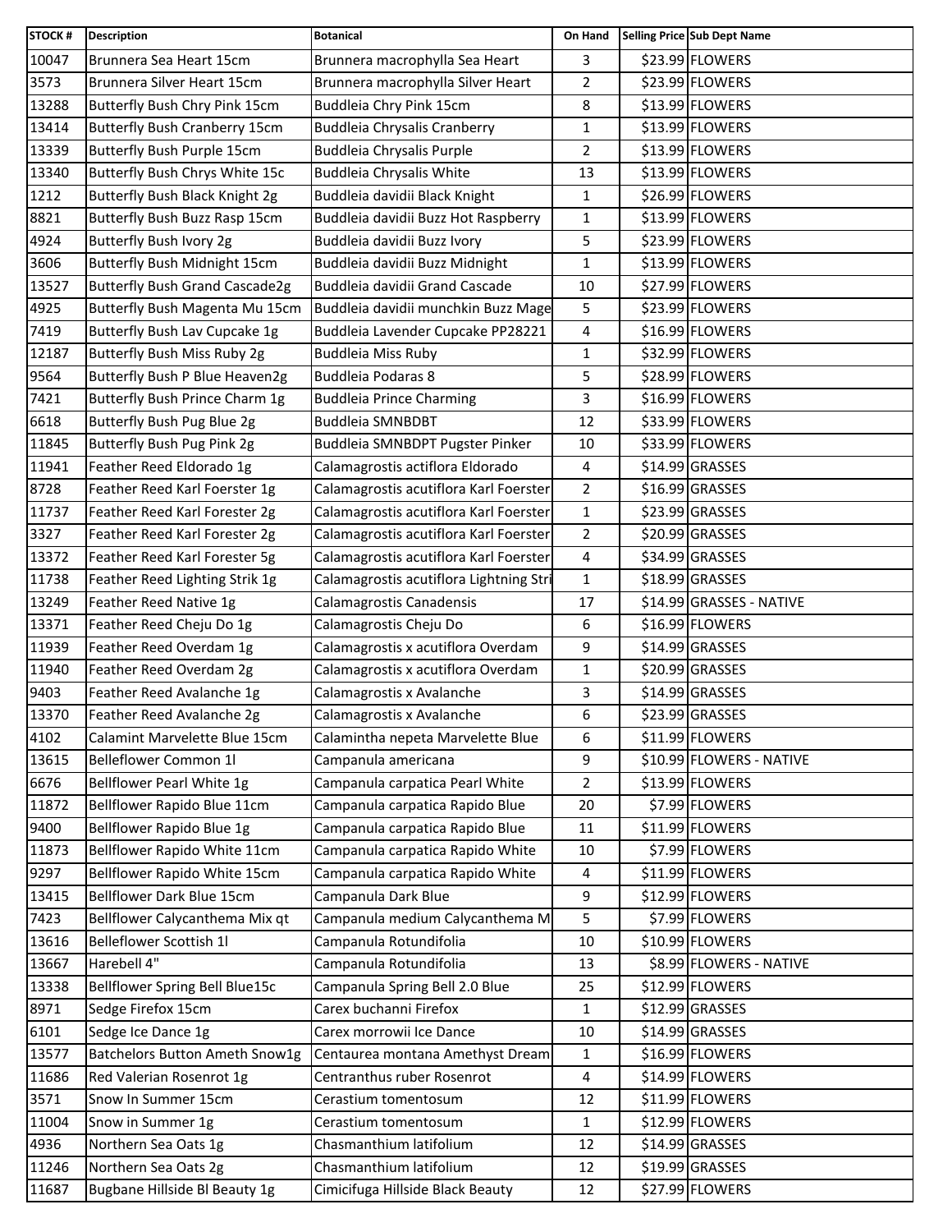| STOCK # | Description | Botanical | On Hand | Selling Price | Sub Dept Name |
|---|---|---|---|---|---|
| 10047 | Brunnera Sea Heart 15cm | Brunnera macrophylla Sea Heart | 3 | $23.99 | FLOWERS |
| 3573 | Brunnera Silver Heart 15cm | Brunnera macrophylla Silver Heart | 2 | $23.99 | FLOWERS |
| 13288 | Butterfly Bush Chry Pink 15cm | Buddleia Chry Pink 15cm | 8 | $13.99 | FLOWERS |
| 13414 | Butterfly Bush Cranberry 15cm | Buddleia Chrysalis Cranberry | 1 | $13.99 | FLOWERS |
| 13339 | Butterfly Bush Purple 15cm | Buddleia Chrysalis Purple | 2 | $13.99 | FLOWERS |
| 13340 | Butterfly Bush Chrys White 15c | Buddleia Chrysalis White | 13 | $13.99 | FLOWERS |
| 1212 | Butterfly Bush Black Knight 2g | Buddleia davidii Black Knight | 1 | $26.99 | FLOWERS |
| 8821 | Butterfly Bush Buzz Rasp 15cm | Buddleia davidii Buzz Hot Raspberry | 1 | $13.99 | FLOWERS |
| 4924 | Butterfly Bush Ivory 2g | Buddleia davidii Buzz Ivory | 5 | $23.99 | FLOWERS |
| 3606 | Butterfly Bush Midnight 15cm | Buddleia davidii Buzz Midnight | 1 | $13.99 | FLOWERS |
| 13527 | Butterfly Bush Grand Cascade2g | Buddleia davidii Grand Cascade | 10 | $27.99 | FLOWERS |
| 4925 | Butterfly Bush Magenta Mu 15cm | Buddleia davidii munchkin Buzz Mage | 5 | $23.99 | FLOWERS |
| 7419 | Butterfly Bush Lav Cupcake 1g | Buddleia Lavender Cupcake PP28221 | 4 | $16.99 | FLOWERS |
| 12187 | Butterfly Bush Miss Ruby 2g | Buddleia Miss Ruby | 1 | $32.99 | FLOWERS |
| 9564 | Butterfly Bush P Blue Heaven2g | Buddleia Podaras 8 | 5 | $28.99 | FLOWERS |
| 7421 | Butterfly Bush Prince Charm 1g | Buddleia Prince Charming | 3 | $16.99 | FLOWERS |
| 6618 | Butterfly Bush Pug Blue 2g | Buddleia SMNBDBT | 12 | $33.99 | FLOWERS |
| 11845 | Butterfly Bush Pug Pink 2g | Buddleia SMNBDPT Pugster Pinker | 10 | $33.99 | FLOWERS |
| 11941 | Feather Reed Eldorado 1g | Calamagrostis actiflora Eldorado | 4 | $14.99 | GRASSES |
| 8728 | Feather Reed Karl Foerster 1g | Calamagrostis acutiflora Karl Foerster | 2 | $16.99 | GRASSES |
| 11737 | Feather Reed Karl Forester 2g | Calamagrostis acutiflora Karl Foerster | 1 | $23.99 | GRASSES |
| 3327 | Feather Reed Karl Forester 2g | Calamagrostis acutiflora Karl Foerster | 2 | $20.99 | GRASSES |
| 13372 | Feather Reed Karl Forester 5g | Calamagrostis acutiflora Karl Foerster | 4 | $34.99 | GRASSES |
| 11738 | Feather Reed Lighting Strik 1g | Calamagrostis acutiflora Lightning Stri | 1 | $18.99 | GRASSES |
| 13249 | Feather Reed Native 1g | Calamagrostis Canadensis | 17 | $14.99 | GRASSES - NATIVE |
| 13371 | Feather Reed Cheju Do 1g | Calamagrostis Cheju Do | 6 | $16.99 | FLOWERS |
| 11939 | Feather Reed Overdam 1g | Calamagrostis x acutiflora Overdam | 9 | $14.99 | GRASSES |
| 11940 | Feather Reed Overdam 2g | Calamagrostis x acutiflora Overdam | 1 | $20.99 | GRASSES |
| 9403 | Feather Reed Avalanche 1g | Calamagrostis x Avalanche | 3 | $14.99 | GRASSES |
| 13370 | Feather Reed Avalanche 2g | Calamagrostis x Avalanche | 6 | $23.99 | GRASSES |
| 4102 | Calamint Marvelette Blue 15cm | Calamintha nepeta Marvelette Blue | 6 | $11.99 | FLOWERS |
| 13615 | Belleflower Common 1l | Campanula americana | 9 | $10.99 | FLOWERS - NATIVE |
| 6676 | Bellflower Pearl White 1g | Campanula carpatica Pearl White | 2 | $13.99 | FLOWERS |
| 11872 | Bellflower Rapido Blue 11cm | Campanula carpatica Rapido Blue | 20 | $7.99 | FLOWERS |
| 9400 | Bellflower Rapido Blue 1g | Campanula carpatica Rapido Blue | 11 | $11.99 | FLOWERS |
| 11873 | Bellflower Rapido White 11cm | Campanula carpatica Rapido White | 10 | $7.99 | FLOWERS |
| 9297 | Bellflower Rapido White 15cm | Campanula carpatica Rapido White | 4 | $11.99 | FLOWERS |
| 13415 | Bellflower Dark Blue 15cm | Campanula Dark Blue | 9 | $12.99 | FLOWERS |
| 7423 | Bellflower Calycanthema Mix qt | Campanula medium Calycanthema M | 5 | $7.99 | FLOWERS |
| 13616 | Belleflower Scottish 1l | Campanula Rotundifolia | 10 | $10.99 | FLOWERS |
| 13667 | Harebell 4" | Campanula Rotundifolia | 13 | $8.99 | FLOWERS - NATIVE |
| 13338 | Bellflower Spring Bell Blue15c | Campanula Spring Bell 2.0 Blue | 25 | $12.99 | FLOWERS |
| 8971 | Sedge Firefox 15cm | Carex buchanni Firefox | 1 | $12.99 | GRASSES |
| 6101 | Sedge Ice Dance 1g | Carex morrowii Ice Dance | 10 | $14.99 | GRASSES |
| 13577 | Batchelors Button Ameth Snow1g | Centaurea montana Amethyst Dream | 1 | $16.99 | FLOWERS |
| 11686 | Red Valerian Rosenrot 1g | Centranthus ruber Rosenrot | 4 | $14.99 | FLOWERS |
| 3571 | Snow In Summer 15cm | Cerastium tomentosum | 12 | $11.99 | FLOWERS |
| 11004 | Snow in Summer 1g | Cerastium tomentosum | 1 | $12.99 | FLOWERS |
| 4936 | Northern Sea Oats 1g | Chasmanthium latifolium | 12 | $14.99 | GRASSES |
| 11246 | Northern Sea Oats 2g | Chasmanthium latifolium | 12 | $19.99 | GRASSES |
| 11687 | Bugbane Hillside Bl Beauty 1g | Cimicifuga Hillside Black Beauty | 12 | $27.99 | FLOWERS |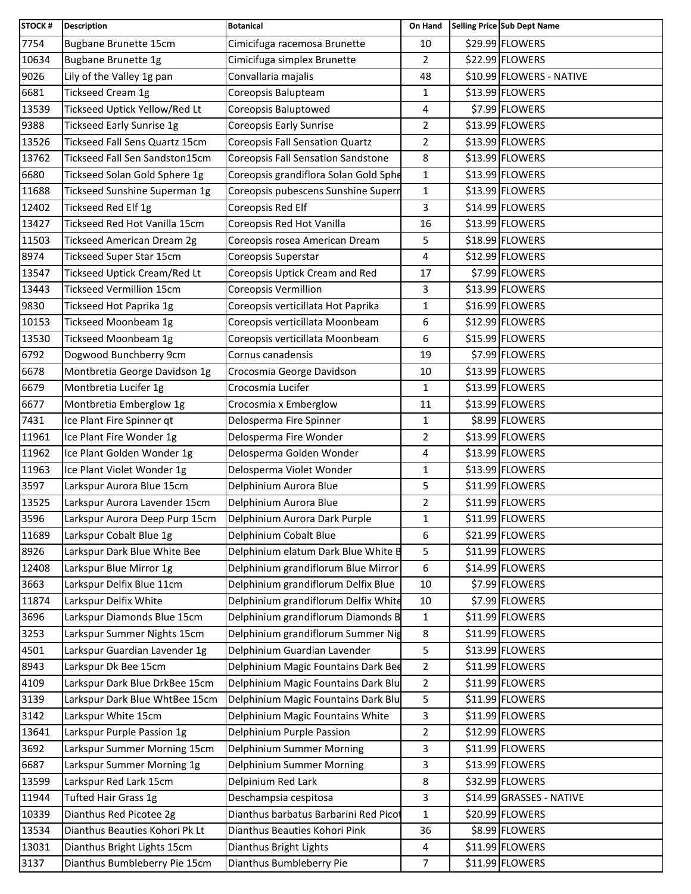| STOCK # | Description | Botanical | On Hand | Selling Price | Sub Dept Name |
|---|---|---|---|---|---|
| 7754 | Bugbane Brunette 15cm | Cimicifuga racemosa Brunette | 10 | $29.99 | FLOWERS |
| 10634 | Bugbane Brunette 1g | Cimicifuga simplex Brunette | 2 | $22.99 | FLOWERS |
| 9026 | Lily of the Valley 1g pan | Convallaria majalis | 48 | $10.99 | FLOWERS - NATIVE |
| 6681 | Tickseed Cream 1g | Coreopsis Balupteam | 1 | $13.99 | FLOWERS |
| 13539 | Tickseed Uptick Yellow/Red Lt | Coreopsis Baluptowed | 4 | $7.99 | FLOWERS |
| 9388 | Tickseed Early Sunrise 1g | Coreopsis Early Sunrise | 2 | $13.99 | FLOWERS |
| 13526 | Tickseed Fall Sens Quartz 15cm | Coreopsis Fall Sensation Quartz | 2 | $13.99 | FLOWERS |
| 13762 | Tickseed Fall Sen Sandston15cm | Coreopsis Fall Sensation Sandstone | 8 | $13.99 | FLOWERS |
| 6680 | Tickseed Solan Gold Sphere 1g | Coreopsis grandiflora Solan Gold Sphe | 1 | $13.99 | FLOWERS |
| 11688 | Tickseed Sunshine Superman 1g | Coreopsis pubescens Sunshine Superr | 1 | $13.99 | FLOWERS |
| 12402 | Tickseed Red Elf 1g | Coreopsis Red Elf | 3 | $14.99 | FLOWERS |
| 13427 | Tickseed Red Hot Vanilla 15cm | Coreopsis Red Hot Vanilla | 16 | $13.99 | FLOWERS |
| 11503 | Tickseed American Dream 2g | Coreopsis rosea American Dream | 5 | $18.99 | FLOWERS |
| 8974 | Tickseed Super Star 15cm | Coreopsis Superstar | 4 | $12.99 | FLOWERS |
| 13547 | Tickseed Uptick Cream/Red Lt | Coreopsis Uptick Cream and Red | 17 | $7.99 | FLOWERS |
| 13443 | Tickseed Vermillion 15cm | Coreopsis Vermillion | 3 | $13.99 | FLOWERS |
| 9830 | Tickseed Hot Paprika 1g | Coreopsis verticillata Hot Paprika | 1 | $16.99 | FLOWERS |
| 10153 | Tickseed Moonbeam 1g | Coreopsis verticillata Moonbeam | 6 | $12.99 | FLOWERS |
| 13530 | Tickseed Moonbeam 1g | Coreopsis verticillata Moonbeam | 6 | $15.99 | FLOWERS |
| 6792 | Dogwood Bunchberry 9cm | Cornus canadensis | 19 | $7.99 | FLOWERS |
| 6678 | Montbretia George Davidson 1g | Crocosmia George Davidson | 10 | $13.99 | FLOWERS |
| 6679 | Montbretia Lucifer 1g | Crocosmia Lucifer | 1 | $13.99 | FLOWERS |
| 6677 | Montbretia Emberglow 1g | Crocosmia x Emberglow | 11 | $13.99 | FLOWERS |
| 7431 | Ice Plant Fire Spinner qt | Delosperma Fire Spinner | 1 | $8.99 | FLOWERS |
| 11961 | Ice Plant Fire Wonder 1g | Delosperma Fire Wonder | 2 | $13.99 | FLOWERS |
| 11962 | Ice Plant Golden Wonder 1g | Delosperma Golden Wonder | 4 | $13.99 | FLOWERS |
| 11963 | Ice Plant Violet Wonder 1g | Delosperma Violet Wonder | 1 | $13.99 | FLOWERS |
| 3597 | Larkspur Aurora Blue 15cm | Delphinium Aurora Blue | 5 | $11.99 | FLOWERS |
| 13525 | Larkspur Aurora Lavender 15cm | Delphinium Aurora Blue | 2 | $11.99 | FLOWERS |
| 3596 | Larkspur Aurora Deep Purp 15cm | Delphinium Aurora Dark Purple | 1 | $11.99 | FLOWERS |
| 11689 | Larkspur Cobalt Blue 1g | Delphinium Cobalt Blue | 6 | $21.99 | FLOWERS |
| 8926 | Larkspur Dark Blue White Bee | Delphinium elatum Dark Blue White B | 5 | $11.99 | FLOWERS |
| 12408 | Larkspur Blue Mirror 1g | Delphinium grandiflorum Blue Mirror | 6 | $14.99 | FLOWERS |
| 3663 | Larkspur Delfix Blue 11cm | Delphinium grandiflorum Delfix Blue | 10 | $7.99 | FLOWERS |
| 11874 | Larkspur Delfix White | Delphinium grandiflorum Delfix White | 10 | $7.99 | FLOWERS |
| 3696 | Larkspur Diamonds Blue 15cm | Delphinium grandiflorum Diamonds B | 1 | $11.99 | FLOWERS |
| 3253 | Larkspur Summer Nights 15cm | Delphinium grandiflorum Summer Nig | 8 | $11.99 | FLOWERS |
| 4501 | Larkspur Guardian Lavender 1g | Delphinium Guardian Lavender | 5 | $13.99 | FLOWERS |
| 8943 | Larkspur Dk Bee 15cm | Delphinium Magic Fountains Dark Bee | 2 | $11.99 | FLOWERS |
| 4109 | Larkspur Dark Blue DrkBee 15cm | Delphinium Magic Fountains Dark Blu | 2 | $11.99 | FLOWERS |
| 3139 | Larkspur Dark Blue WhtBee 15cm | Delphinium Magic Fountains Dark Blu | 5 | $11.99 | FLOWERS |
| 3142 | Larkspur White 15cm | Delphinium Magic Fountains White | 3 | $11.99 | FLOWERS |
| 13641 | Larkspur Purple Passion 1g | Delphinium Purple Passion | 2 | $12.99 | FLOWERS |
| 3692 | Larkspur Summer Morning 15cm | Delphinium Summer Morning | 3 | $11.99 | FLOWERS |
| 6687 | Larkspur Summer Morning 1g | Delphinium Summer Morning | 3 | $13.99 | FLOWERS |
| 13599 | Larkspur Red Lark 15cm | Delpinium Red Lark | 8 | $32.99 | FLOWERS |
| 11944 | Tufted Hair Grass 1g | Deschampsia cespitosa | 3 | $14.99 | GRASSES - NATIVE |
| 10339 | Dianthus Red Picotee 2g | Dianthus barbatus Barbarini Red Picot | 1 | $20.99 | FLOWERS |
| 13534 | Dianthus Beauties Kohori Pk Lt | Dianthus Beauties Kohori Pink | 36 | $8.99 | FLOWERS |
| 13031 | Dianthus Bright Lights 15cm | Dianthus Bright Lights | 4 | $11.99 | FLOWERS |
| 3137 | Dianthus Bumbleberry Pie 15cm | Dianthus Bumbleberry Pie | 7 | $11.99 | FLOWERS |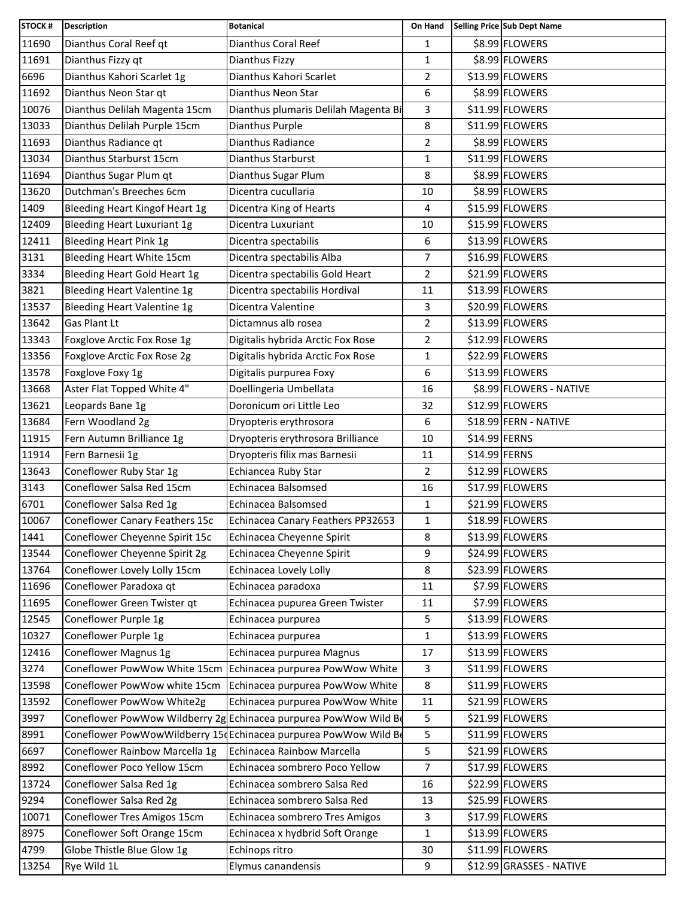| STOCK # | Description | Botanical | On Hand | Selling Price | Sub Dept Name |
|---|---|---|---|---|---|
| 11690 | Dianthus Coral Reef qt | Dianthus Coral Reef | 1 | $8.99 | FLOWERS |
| 11691 | Dianthus Fizzy qt | Dianthus Fizzy | 1 | $8.99 | FLOWERS |
| 6696 | Dianthus Kahori Scarlet 1g | Dianthus Kahori Scarlet | 2 | $13.99 | FLOWERS |
| 11692 | Dianthus Neon Star qt | Dianthus Neon Star | 6 | $8.99 | FLOWERS |
| 10076 | Dianthus Delilah Magenta 15cm | Dianthus plumaris Delilah Magenta Bi | 3 | $11.99 | FLOWERS |
| 13033 | Dianthus Delilah Purple 15cm | Dianthus Purple | 8 | $11.99 | FLOWERS |
| 11693 | Dianthus Radiance qt | Dianthus Radiance | 2 | $8.99 | FLOWERS |
| 13034 | Dianthus Starburst 15cm | Dianthus Starburst | 1 | $11.99 | FLOWERS |
| 11694 | Dianthus Sugar Plum qt | Dianthus Sugar Plum | 8 | $8.99 | FLOWERS |
| 13620 | Dutchman's Breeches 6cm | Dicentra cucullaria | 10 | $8.99 | FLOWERS |
| 1409 | Bleeding Heart Kingof Heart 1g | Dicentra King of Hearts | 4 | $15.99 | FLOWERS |
| 12409 | Bleeding Heart Luxuriant 1g | Dicentra Luxuriant | 10 | $15.99 | FLOWERS |
| 12411 | Bleeding Heart Pink 1g | Dicentra spectabilis | 6 | $13.99 | FLOWERS |
| 3131 | Bleeding Heart White 15cm | Dicentra spectabilis Alba | 7 | $16.99 | FLOWERS |
| 3334 | Bleeding Heart Gold Heart 1g | Dicentra spectabilis Gold Heart | 2 | $21.99 | FLOWERS |
| 3821 | Bleeding Heart Valentine 1g | Dicentra spectabilis Hordival | 11 | $13.99 | FLOWERS |
| 13537 | Bleeding Heart Valentine 1g | Dicentra Valentine | 3 | $20.99 | FLOWERS |
| 13642 | Gas Plant Lt | Dictamnus alb rosea | 2 | $13.99 | FLOWERS |
| 13343 | Foxglove Arctic Fox Rose 1g | Digitalis hybrida Arctic Fox Rose | 2 | $12.99 | FLOWERS |
| 13356 | Foxglove Arctic Fox Rose 2g | Digitalis hybrida Arctic Fox Rose | 1 | $22.99 | FLOWERS |
| 13578 | Foxglove Foxy 1g | Digitalis purpurea Foxy | 6 | $13.99 | FLOWERS |
| 13668 | Aster Flat Topped White 4" | Doellingeria Umbellata | 16 | $8.99 | FLOWERS - NATIVE |
| 13621 | Leopards Bane 1g | Doronicum ori Little Leo | 32 | $12.99 | FLOWERS |
| 13684 | Fern Woodland 2g | Dryopteris erythrosora | 6 | $18.99 | FERN - NATIVE |
| 11915 | Fern Autumn Brilliance 1g | Dryopteris erythrosora Brilliance | 10 | $14.99 | FERNS |
| 11914 | Fern Barnesii 1g | Dryopteris filix mas Barnesii | 11 | $14.99 | FERNS |
| 13643 | Coneflower Ruby Star 1g | Echiancea Ruby Star | 2 | $12.99 | FLOWERS |
| 3143 | Coneflower Salsa Red 15cm | Echinacea Balsomsed | 16 | $17.99 | FLOWERS |
| 6701 | Coneflower Salsa Red 1g | Echinacea Balsomsed | 1 | $21.99 | FLOWERS |
| 10067 | Coneflower Canary Feathers 15c | Echinacea Canary Feathers PP32653 | 1 | $18.99 | FLOWERS |
| 1441 | Coneflower Cheyenne Spirit 15c | Echinacea Cheyenne Spirit | 8 | $13.99 | FLOWERS |
| 13544 | Coneflower Cheyenne Spirit 2g | Echinacea Cheyenne Spirit | 9 | $24.99 | FLOWERS |
| 13764 | Coneflower Lovely Lolly 15cm | Echinacea Lovely Lolly | 8 | $23.99 | FLOWERS |
| 11696 | Coneflower Paradoxa qt | Echinacea paradoxa | 11 | $7.99 | FLOWERS |
| 11695 | Coneflower Green Twister qt | Echinacea pupurea Green Twister | 11 | $7.99 | FLOWERS |
| 12545 | Coneflower Purple 1g | Echinacea purpurea | 5 | $13.99 | FLOWERS |
| 10327 | Coneflower Purple 1g | Echinacea purpurea | 1 | $13.99 | FLOWERS |
| 12416 | Coneflower Magnus 1g | Echinacea purpurea Magnus | 17 | $13.99 | FLOWERS |
| 3274 | Coneflower PowWow White 15cm | Echinacea purpurea PowWow White | 3 | $11.99 | FLOWERS |
| 13598 | Coneflower PowWow white 15cm | Echinacea purpurea PowWow White | 8 | $11.99 | FLOWERS |
| 13592 | Coneflower PowWow White2g | Echinacea purpurea PowWow White | 11 | $21.99 | FLOWERS |
| 3997 | Coneflower PowWow Wildberry 2g | Echinacea purpurea PowWow Wild Be | 5 | $21.99 | FLOWERS |
| 8991 | Coneflower PowWowWildberry 15c | Echinacea purpurea PowWow Wild Be | 5 | $11.99 | FLOWERS |
| 6697 | Coneflower Rainbow Marcella 1g | Echinacea Rainbow Marcella | 5 | $21.99 | FLOWERS |
| 8992 | Coneflower Poco Yellow 15cm | Echinacea sombrero Poco Yellow | 7 | $17.99 | FLOWERS |
| 13724 | Coneflower Salsa Red 1g | Echinacea sombrero Salsa Red | 16 | $22.99 | FLOWERS |
| 9294 | Coneflower Salsa Red 2g | Echinacea sombrero Salsa Red | 13 | $25.99 | FLOWERS |
| 10071 | Coneflower Tres Amigos 15cm | Echinacea sombrero Tres Amigos | 3 | $17.99 | FLOWERS |
| 8975 | Coneflower Soft Orange 15cm | Echinacea x hydbrid Soft Orange | 1 | $13.99 | FLOWERS |
| 4799 | Globe Thistle Blue Glow 1g | Echinops ritro | 30 | $11.99 | FLOWERS |
| 13254 | Rye Wild 1L | Elymus canandensis | 9 | $12.99 | GRASSES - NATIVE |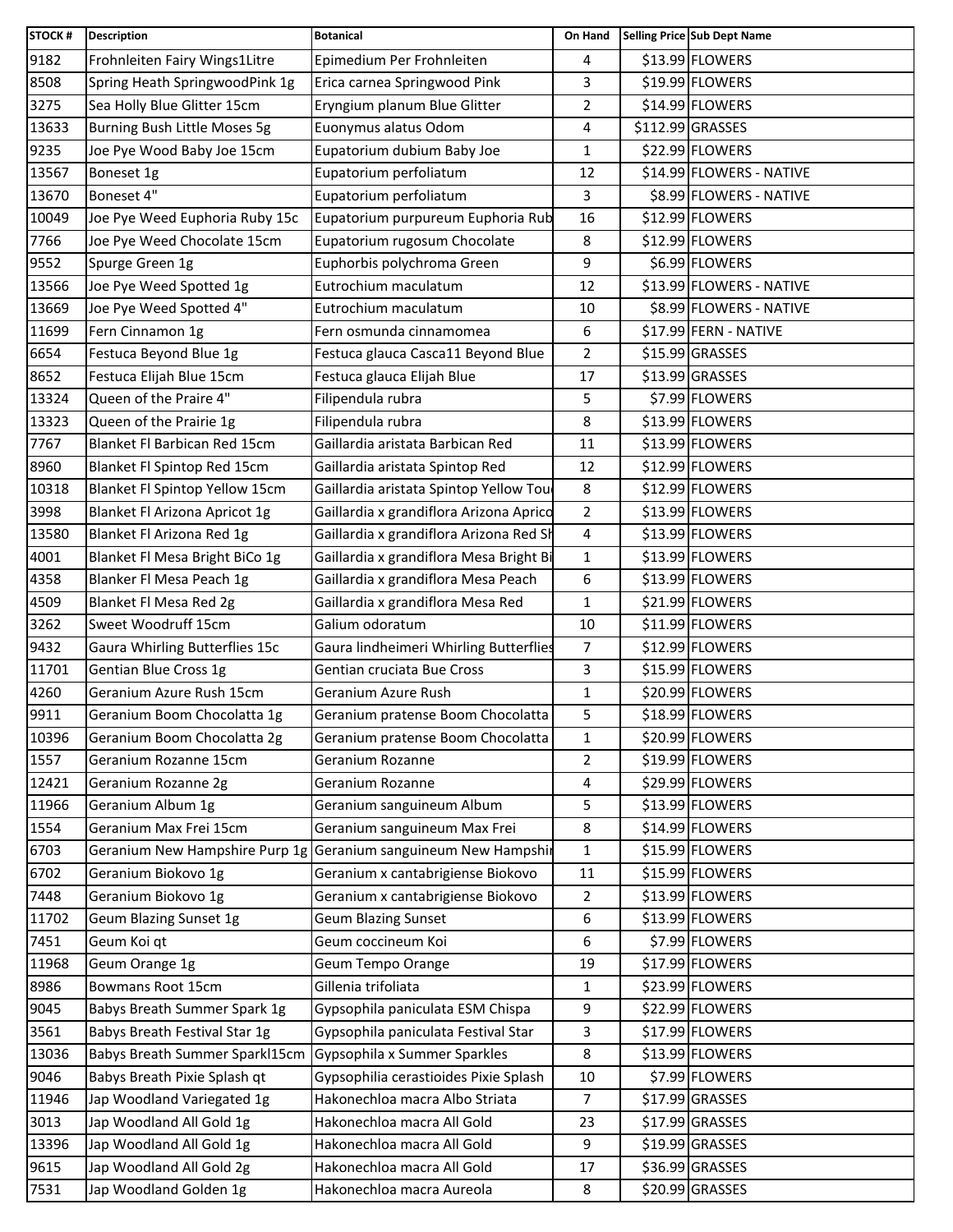| STOCK # | Description | Botanical | On Hand | Selling Price | Sub Dept Name |
|---|---|---|---|---|---|
| 9182 | Frohnleiten Fairy Wings1Litre | Epimedium Per Frohnleiten | 4 | $13.99 | FLOWERS |
| 8508 | Spring Heath SpringwoodPink 1g | Erica carnea Springwood Pink | 3 | $19.99 | FLOWERS |
| 3275 | Sea Holly Blue Glitter 15cm | Eryngium planum Blue Glitter | 2 | $14.99 | FLOWERS |
| 13633 | Burning Bush Little Moses 5g | Euonymus alatus Odom | 4 | $112.99 | GRASSES |
| 9235 | Joe Pye Wood Baby Joe 15cm | Eupatorium dubium Baby Joe | 1 | $22.99 | FLOWERS |
| 13567 | Boneset 1g | Eupatorium perfoliatum | 12 | $14.99 | FLOWERS - NATIVE |
| 13670 | Boneset 4" | Eupatorium perfoliatum | 3 | $8.99 | FLOWERS - NATIVE |
| 10049 | Joe Pye Weed Euphoria Ruby 15c | Eupatorium purpureum Euphoria Rub | 16 | $12.99 | FLOWERS |
| 7766 | Joe Pye Weed Chocolate 15cm | Eupatorium rugosum Chocolate | 8 | $12.99 | FLOWERS |
| 9552 | Spurge Green 1g | Euphorbis polychroma Green | 9 | $6.99 | FLOWERS |
| 13566 | Joe Pye Weed Spotted 1g | Eutrochium maculatum | 12 | $13.99 | FLOWERS - NATIVE |
| 13669 | Joe Pye Weed Spotted 4" | Eutrochium maculatum | 10 | $8.99 | FLOWERS - NATIVE |
| 11699 | Fern Cinnamon 1g | Fern osmunda cinnamomea | 6 | $17.99 | FERN - NATIVE |
| 6654 | Festuca Beyond Blue 1g | Festuca glauca Casca11 Beyond Blue | 2 | $15.99 | GRASSES |
| 8652 | Festuca Elijah Blue 15cm | Festuca glauca Elijah Blue | 17 | $13.99 | GRASSES |
| 13324 | Queen of the Praire 4" | Filipendula rubra | 5 | $7.99 | FLOWERS |
| 13323 | Queen of the Prairie 1g | Filipendula rubra | 8 | $13.99 | FLOWERS |
| 7767 | Blanket Fl Barbican Red 15cm | Gaillardia aristata Barbican Red | 11 | $13.99 | FLOWERS |
| 8960 | Blanket Fl Spintop Red 15cm | Gaillardia aristata Spintop Red | 12 | $12.99 | FLOWERS |
| 10318 | Blanket Fl Spintop Yellow 15cm | Gaillardia aristata Spintop Yellow Tou | 8 | $12.99 | FLOWERS |
| 3998 | Blanket Fl Arizona Apricot 1g | Gaillardia x grandiflora Arizona Aprico | 2 | $13.99 | FLOWERS |
| 13580 | Blanket Fl Arizona Red 1g | Gaillardia x grandiflora Arizona Red Sh | 4 | $13.99 | FLOWERS |
| 4001 | Blanket Fl Mesa Bright BiCo 1g | Gaillardia x grandiflora Mesa Bright Bi | 1 | $13.99 | FLOWERS |
| 4358 | Blanker Fl Mesa Peach 1g | Gaillardia x grandiflora Mesa Peach | 6 | $13.99 | FLOWERS |
| 4509 | Blanket Fl Mesa Red 2g | Gaillardia x grandiflora Mesa Red | 1 | $21.99 | FLOWERS |
| 3262 | Sweet Woodruff 15cm | Galium odoratum | 10 | $11.99 | FLOWERS |
| 9432 | Gaura Whirling Butterflies 15c | Gaura lindheimeri Whirling Butterflies | 7 | $12.99 | FLOWERS |
| 11701 | Gentian Blue Cross 1g | Gentian cruciata Bue Cross | 3 | $15.99 | FLOWERS |
| 4260 | Geranium Azure Rush 15cm | Geranium Azure Rush | 1 | $20.99 | FLOWERS |
| 9911 | Geranium Boom Chocolatta 1g | Geranium pratense Boom Chocolatta | 5 | $18.99 | FLOWERS |
| 10396 | Geranium Boom Chocolatta 2g | Geranium pratense Boom Chocolatta | 1 | $20.99 | FLOWERS |
| 1557 | Geranium Rozanne 15cm | Geranium Rozanne | 2 | $19.99 | FLOWERS |
| 12421 | Geranium Rozanne 2g | Geranium Rozanne | 4 | $29.99 | FLOWERS |
| 11966 | Geranium Album 1g | Geranium sanguineum Album | 5 | $13.99 | FLOWERS |
| 1554 | Geranium Max Frei 15cm | Geranium sanguineum Max Frei | 8 | $14.99 | FLOWERS |
| 6703 | Geranium New Hampshire Purp 1g | Geranium sanguineum New Hampshir | 1 | $15.99 | FLOWERS |
| 6702 | Geranium Biokovo 1g | Geranium x cantabrigiense Biokovo | 11 | $15.99 | FLOWERS |
| 7448 | Geranium Biokovo 1g | Geranium x cantabrigiense Biokovo | 2 | $13.99 | FLOWERS |
| 11702 | Geum Blazing Sunset 1g | Geum Blazing Sunset | 6 | $13.99 | FLOWERS |
| 7451 | Geum Koi qt | Geum coccineum Koi | 6 | $7.99 | FLOWERS |
| 11968 | Geum Orange 1g | Geum Tempo Orange | 19 | $17.99 | FLOWERS |
| 8986 | Bowmans Root 15cm | Gillenia trifoliata | 1 | $23.99 | FLOWERS |
| 9045 | Babys Breath Summer Spark 1g | Gypsophila paniculata ESM Chispa | 9 | $22.99 | FLOWERS |
| 3561 | Babys Breath Festival Star 1g | Gypsophila paniculata Festival Star | 3 | $17.99 | FLOWERS |
| 13036 | Babys Breath Summer Sparkl15cm | Gypsophila x Summer Sparkles | 8 | $13.99 | FLOWERS |
| 9046 | Babys Breath Pixie Splash qt | Gypsophilia cerastioides Pixie Splash | 10 | $7.99 | FLOWERS |
| 11946 | Jap Woodland Variegated 1g | Hakonechloa macra Albo Striata | 7 | $17.99 | GRASSES |
| 3013 | Jap Woodland All Gold 1g | Hakonechloa macra All Gold | 23 | $17.99 | GRASSES |
| 13396 | Jap Woodland All Gold 1g | Hakonechloa macra All Gold | 9 | $19.99 | GRASSES |
| 9615 | Jap Woodland All Gold 2g | Hakonechloa macra All Gold | 17 | $36.99 | GRASSES |
| 7531 | Jap Woodland Golden 1g | Hakonechloa macra Aureola | 8 | $20.99 | GRASSES |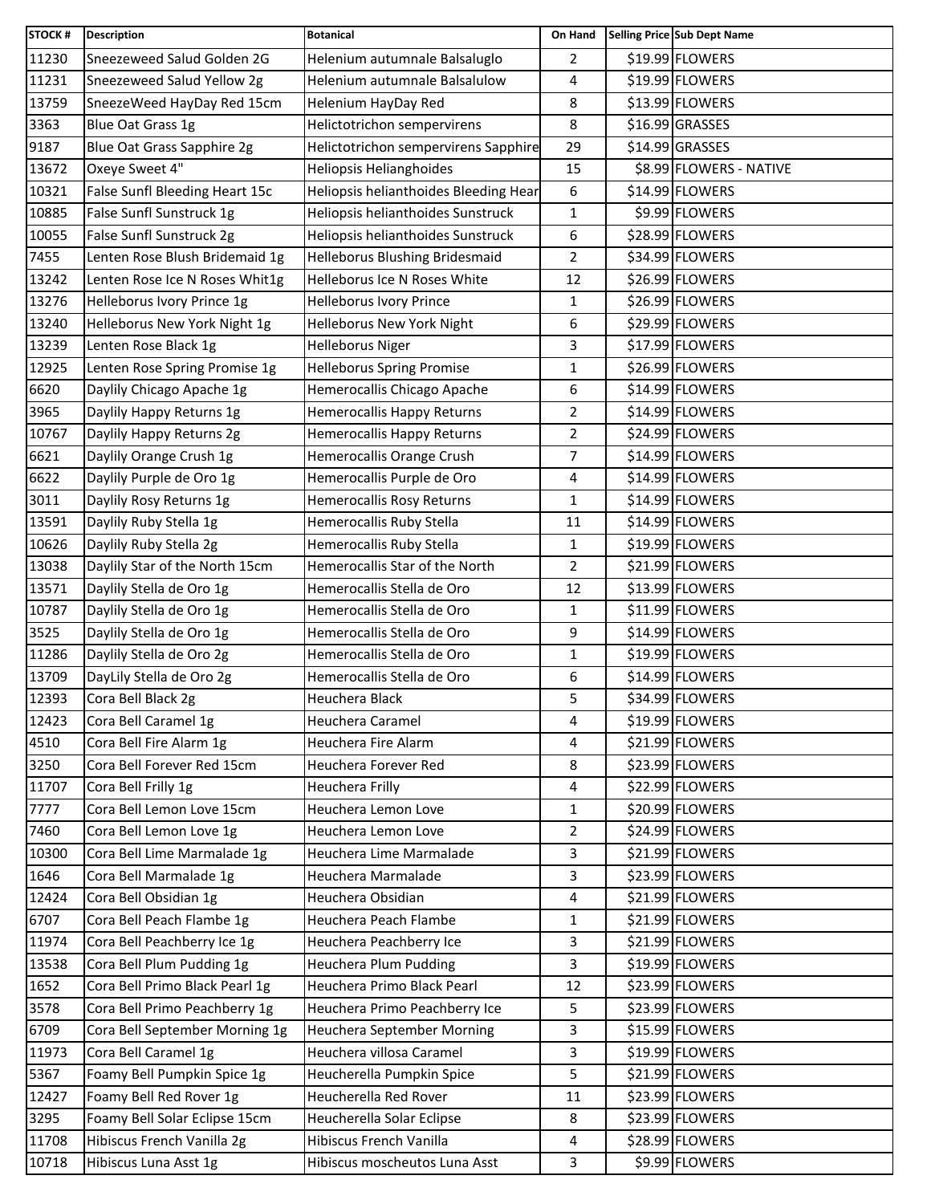| STOCK # | Description | Botanical | On Hand | Selling Price | Sub Dept Name |
|---|---|---|---|---|---|
| 11230 | Sneezeweed Salud Golden 2G | Helenium autumnale Balsaluglo | 2 | $19.99 | FLOWERS |
| 11231 | Sneezeweed Salud Yellow 2g | Helenium autumnale Balsalulow | 4 | $19.99 | FLOWERS |
| 13759 | SneezeWeed HayDay Red 15cm | Helenium HayDay Red | 8 | $13.99 | FLOWERS |
| 3363 | Blue Oat Grass 1g | Helictotrichon sempervirens | 8 | $16.99 | GRASSES |
| 9187 | Blue Oat Grass Sapphire 2g | Helictotrichon sempervirens Sapphire | 29 | $14.99 | GRASSES |
| 13672 | Oxeye Sweet 4" | Heliopsis Heliangthoides | 15 | $8.99 | FLOWERS - NATIVE |
| 10321 | False Sunfl Bleeding Heart 15c | Heliopsis helianthoides Bleeding Hear | 6 | $14.99 | FLOWERS |
| 10885 | False Sunfl Sunstruck 1g | Heliopsis helianthoides Sunstruck | 1 | $9.99 | FLOWERS |
| 10055 | False Sunfl Sunstruck 2g | Heliopsis helianthoides Sunstruck | 6 | $28.99 | FLOWERS |
| 7455 | Lenten Rose Blush Bridemaid 1g | Helleborus Blushing Bridesmaid | 2 | $34.99 | FLOWERS |
| 13242 | Lenten Rose Ice N Roses Whit1g | Helleborus Ice N Roses White | 12 | $26.99 | FLOWERS |
| 13276 | Helleborus Ivory Prince 1g | Helleborus Ivory Prince | 1 | $26.99 | FLOWERS |
| 13240 | Helleborus New York Night 1g | Helleborus New York Night | 6 | $29.99 | FLOWERS |
| 13239 | Lenten Rose Black 1g | Helleborus Niger | 3 | $17.99 | FLOWERS |
| 12925 | Lenten Rose Spring Promise 1g | Helleborus Spring Promise | 1 | $26.99 | FLOWERS |
| 6620 | Daylily Chicago Apache 1g | Hemerocallis Chicago Apache | 6 | $14.99 | FLOWERS |
| 3965 | Daylily Happy Returns 1g | Hemerocallis Happy Returns | 2 | $14.99 | FLOWERS |
| 10767 | Daylily Happy Returns 2g | Hemerocallis Happy Returns | 2 | $24.99 | FLOWERS |
| 6621 | Daylily Orange Crush 1g | Hemerocallis Orange Crush | 7 | $14.99 | FLOWERS |
| 6622 | Daylily Purple de Oro 1g | Hemerocallis Purple de Oro | 4 | $14.99 | FLOWERS |
| 3011 | Daylily Rosy Returns 1g | Hemerocallis Rosy Returns | 1 | $14.99 | FLOWERS |
| 13591 | Daylily Ruby Stella 1g | Hemerocallis Ruby Stella | 11 | $14.99 | FLOWERS |
| 10626 | Daylily Ruby Stella 2g | Hemerocallis Ruby Stella | 1 | $19.99 | FLOWERS |
| 13038 | Daylily Star of the North 15cm | Hemerocallis Star of the North | 2 | $21.99 | FLOWERS |
| 13571 | Daylily Stella de Oro 1g | Hemerocallis Stella de Oro | 12 | $13.99 | FLOWERS |
| 10787 | Daylily Stella de Oro 1g | Hemerocallis Stella de Oro | 1 | $11.99 | FLOWERS |
| 3525 | Daylily Stella de Oro 1g | Hemerocallis Stella de Oro | 9 | $14.99 | FLOWERS |
| 11286 | Daylily Stella de Oro 2g | Hemerocallis Stella de Oro | 1 | $19.99 | FLOWERS |
| 13709 | DayLily Stella de Oro 2g | Hemerocallis Stella de Oro | 6 | $14.99 | FLOWERS |
| 12393 | Cora Bell Black 2g | Heuchera Black | 5 | $34.99 | FLOWERS |
| 12423 | Cora Bell Caramel 1g | Heuchera Caramel | 4 | $19.99 | FLOWERS |
| 4510 | Cora Bell Fire Alarm 1g | Heuchera Fire Alarm | 4 | $21.99 | FLOWERS |
| 3250 | Cora Bell Forever Red 15cm | Heuchera Forever Red | 8 | $23.99 | FLOWERS |
| 11707 | Cora Bell Frilly 1g | Heuchera Frilly | 4 | $22.99 | FLOWERS |
| 7777 | Cora Bell Lemon Love 15cm | Heuchera Lemon Love | 1 | $20.99 | FLOWERS |
| 7460 | Cora Bell Lemon Love 1g | Heuchera Lemon Love | 2 | $24.99 | FLOWERS |
| 10300 | Cora Bell Lime Marmalade 1g | Heuchera Lime Marmalade | 3 | $21.99 | FLOWERS |
| 1646 | Cora Bell Marmalade 1g | Heuchera Marmalade | 3 | $23.99 | FLOWERS |
| 12424 | Cora Bell Obsidian 1g | Heuchera Obsidian | 4 | $21.99 | FLOWERS |
| 6707 | Cora Bell Peach Flambe 1g | Heuchera Peach Flambe | 1 | $21.99 | FLOWERS |
| 11974 | Cora Bell Peachberry Ice 1g | Heuchera Peachberry Ice | 3 | $21.99 | FLOWERS |
| 13538 | Cora Bell Plum Pudding 1g | Heuchera Plum Pudding | 3 | $19.99 | FLOWERS |
| 1652 | Cora Bell Primo Black Pearl 1g | Heuchera Primo Black Pearl | 12 | $23.99 | FLOWERS |
| 3578 | Cora Bell Primo Peachberry 1g | Heuchera Primo Peachberry Ice | 5 | $23.99 | FLOWERS |
| 6709 | Cora Bell September Morning 1g | Heuchera September Morning | 3 | $15.99 | FLOWERS |
| 11973 | Cora Bell Caramel 1g | Heuchera villosa Caramel | 3 | $19.99 | FLOWERS |
| 5367 | Foamy Bell Pumpkin Spice 1g | Heucherella Pumpkin Spice | 5 | $21.99 | FLOWERS |
| 12427 | Foamy Bell Red Rover 1g | Heucherella Red Rover | 11 | $23.99 | FLOWERS |
| 3295 | Foamy Bell Solar Eclipse 15cm | Heucherella Solar Eclipse | 8 | $23.99 | FLOWERS |
| 11708 | Hibiscus French Vanilla 2g | Hibiscus French Vanilla | 4 | $28.99 | FLOWERS |
| 10718 | Hibiscus Luna Asst 1g | Hibiscus moscheutos Luna Asst | 3 | $9.99 | FLOWERS |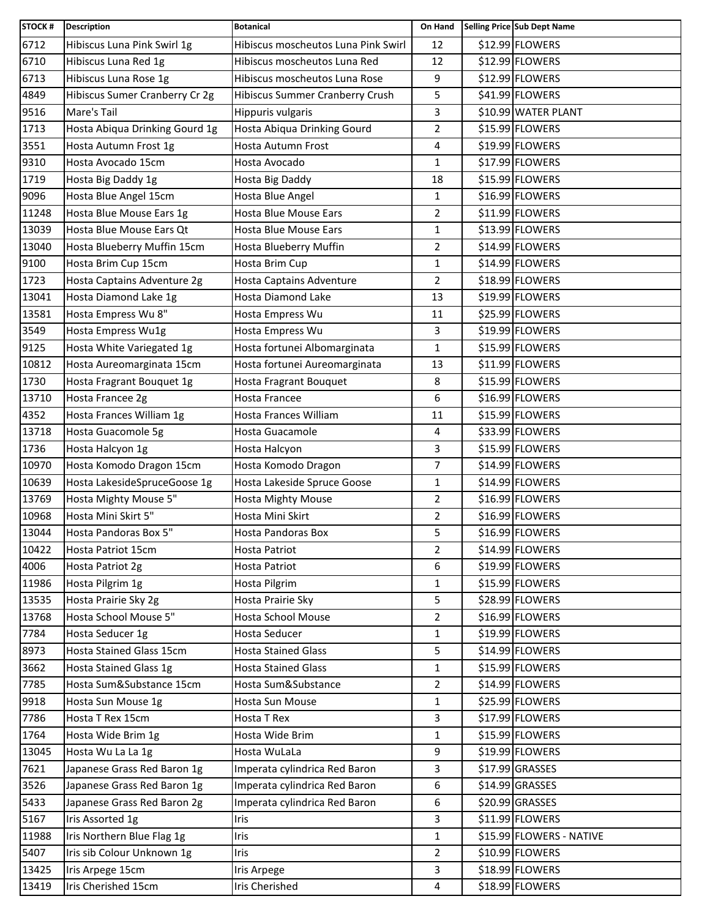| STOCK # | Description | Botanical | On Hand | Selling Price | Sub Dept Name |
|---|---|---|---|---|---|
| 6712 | Hibiscus Luna Pink Swirl 1g | Hibiscus moscheutos Luna Pink Swirl | 12 | $12.99 | FLOWERS |
| 6710 | Hibiscus Luna Red 1g | Hibiscus moscheutos Luna Red | 12 | $12.99 | FLOWERS |
| 6713 | Hibiscus Luna Rose 1g | Hibiscus moscheutos Luna Rose | 9 | $12.99 | FLOWERS |
| 4849 | Hibiscus Sumer Cranberry Cr 2g | Hibiscus Summer Cranberry Crush | 5 | $41.99 | FLOWERS |
| 9516 | Mare's Tail | Hippuris vulgaris | 3 | $10.99 | WATER PLANT |
| 1713 | Hosta Abiqua Drinking Gourd 1g | Hosta Abiqua Drinking Gourd | 2 | $15.99 | FLOWERS |
| 3551 | Hosta Autumn Frost 1g | Hosta Autumn Frost | 4 | $19.99 | FLOWERS |
| 9310 | Hosta Avocado 15cm | Hosta Avocado | 1 | $17.99 | FLOWERS |
| 1719 | Hosta Big Daddy 1g | Hosta Big Daddy | 18 | $15.99 | FLOWERS |
| 9096 | Hosta Blue Angel 15cm | Hosta Blue Angel | 1 | $16.99 | FLOWERS |
| 11248 | Hosta Blue Mouse Ears 1g | Hosta Blue Mouse Ears | 2 | $11.99 | FLOWERS |
| 13039 | Hosta Blue Mouse Ears Qt | Hosta Blue Mouse Ears | 1 | $13.99 | FLOWERS |
| 13040 | Hosta Blueberry Muffin 15cm | Hosta Blueberry Muffin | 2 | $14.99 | FLOWERS |
| 9100 | Hosta Brim Cup 15cm | Hosta Brim Cup | 1 | $14.99 | FLOWERS |
| 1723 | Hosta Captains Adventure 2g | Hosta Captains Adventure | 2 | $18.99 | FLOWERS |
| 13041 | Hosta Diamond Lake 1g | Hosta Diamond Lake | 13 | $19.99 | FLOWERS |
| 13581 | Hosta Empress Wu 8" | Hosta Empress Wu | 11 | $25.99 | FLOWERS |
| 3549 | Hosta Empress Wu1g | Hosta Empress Wu | 3 | $19.99 | FLOWERS |
| 9125 | Hosta White Variegated 1g | Hosta fortunei Albomarginata | 1 | $15.99 | FLOWERS |
| 10812 | Hosta Aureomarginata 15cm | Hosta fortunei Aureomarginata | 13 | $11.99 | FLOWERS |
| 1730 | Hosta Fragrant Bouquet 1g | Hosta Fragrant Bouquet | 8 | $15.99 | FLOWERS |
| 13710 | Hosta Francee 2g | Hosta Francee | 6 | $16.99 | FLOWERS |
| 4352 | Hosta Frances William 1g | Hosta Frances William | 11 | $15.99 | FLOWERS |
| 13718 | Hosta Guacomole 5g | Hosta Guacamole | 4 | $33.99 | FLOWERS |
| 1736 | Hosta Halcyon 1g | Hosta Halcyon | 3 | $15.99 | FLOWERS |
| 10970 | Hosta Komodo Dragon 15cm | Hosta Komodo Dragon | 7 | $14.99 | FLOWERS |
| 10639 | Hosta LakesideSpruceGoose 1g | Hosta Lakeside Spruce Goose | 1 | $14.99 | FLOWERS |
| 13769 | Hosta Mighty Mouse 5" | Hosta Mighty Mouse | 2 | $16.99 | FLOWERS |
| 10968 | Hosta Mini Skirt 5" | Hosta Mini Skirt | 2 | $16.99 | FLOWERS |
| 13044 | Hosta Pandoras Box 5" | Hosta Pandoras Box | 5 | $16.99 | FLOWERS |
| 10422 | Hosta Patriot 15cm | Hosta Patriot | 2 | $14.99 | FLOWERS |
| 4006 | Hosta Patriot 2g | Hosta Patriot | 6 | $19.99 | FLOWERS |
| 11986 | Hosta Pilgrim 1g | Hosta Pilgrim | 1 | $15.99 | FLOWERS |
| 13535 | Hosta Prairie Sky 2g | Hosta Prairie Sky | 5 | $28.99 | FLOWERS |
| 13768 | Hosta School Mouse 5" | Hosta School Mouse | 2 | $16.99 | FLOWERS |
| 7784 | Hosta Seducer 1g | Hosta Seducer | 1 | $19.99 | FLOWERS |
| 8973 | Hosta Stained Glass 15cm | Hosta Stained Glass | 5 | $14.99 | FLOWERS |
| 3662 | Hosta Stained Glass 1g | Hosta Stained Glass | 1 | $15.99 | FLOWERS |
| 7785 | Hosta Sum&Substance 15cm | Hosta Sum&Substance | 2 | $14.99 | FLOWERS |
| 9918 | Hosta Sun Mouse 1g | Hosta Sun Mouse | 1 | $25.99 | FLOWERS |
| 7786 | Hosta T Rex 15cm | Hosta T Rex | 3 | $17.99 | FLOWERS |
| 1764 | Hosta Wide Brim 1g | Hosta Wide Brim | 1 | $15.99 | FLOWERS |
| 13045 | Hosta Wu La La 1g | Hosta WuLaLa | 9 | $19.99 | FLOWERS |
| 7621 | Japanese Grass Red Baron 1g | Imperata cylindrica Red Baron | 3 | $17.99 | GRASSES |
| 3526 | Japanese Grass Red Baron 1g | Imperata cylindrica Red Baron | 6 | $14.99 | GRASSES |
| 5433 | Japanese Grass Red Baron 2g | Imperata cylindrica Red Baron | 6 | $20.99 | GRASSES |
| 5167 | Iris Assorted 1g | Iris | 3 | $11.99 | FLOWERS |
| 11988 | Iris Northern Blue Flag 1g | Iris | 1 | $15.99 | FLOWERS - NATIVE |
| 5407 | Iris sib Colour Unknown 1g | Iris | 2 | $10.99 | FLOWERS |
| 13425 | Iris Arpege 15cm | Iris Arpege | 3 | $18.99 | FLOWERS |
| 13419 | Iris Cherished 15cm | Iris Cherished | 4 | $18.99 | FLOWERS |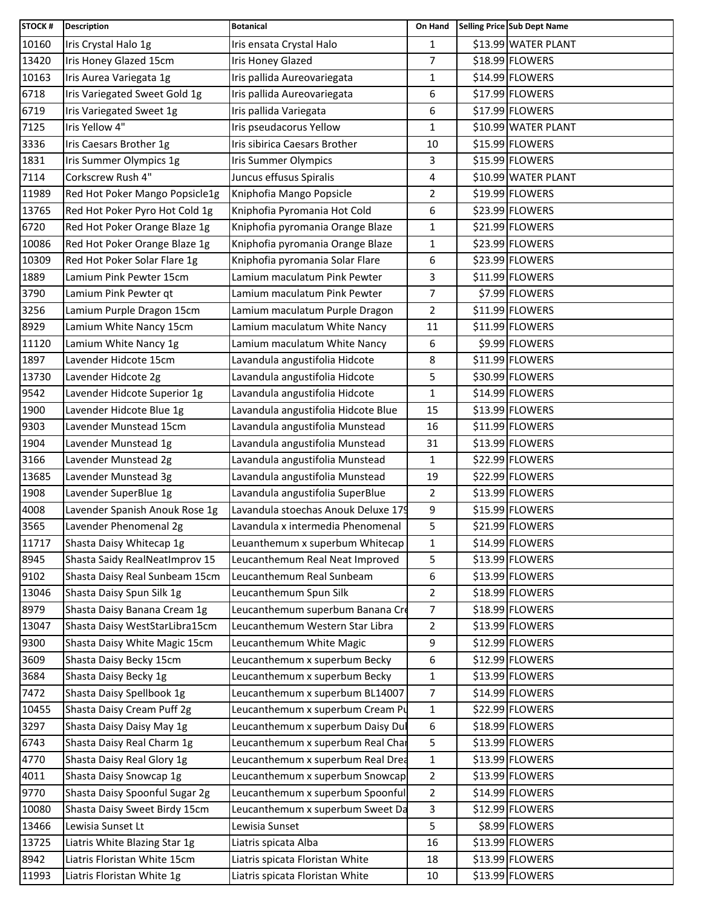| STOCK # | Description | Botanical | On Hand | Selling Price | Sub Dept Name |
|---|---|---|---|---|---|
| 10160 | Iris Crystal Halo 1g | Iris ensata Crystal Halo | 1 | $13.99 | WATER PLANT |
| 13420 | Iris Honey Glazed 15cm | Iris Honey Glazed | 7 | $18.99 | FLOWERS |
| 10163 | Iris Aurea Variegata 1g | Iris pallida Aureovariegata | 1 | $14.99 | FLOWERS |
| 6718 | Iris Variegated Sweet Gold 1g | Iris pallida Aureovariegata | 6 | $17.99 | FLOWERS |
| 6719 | Iris Variegated Sweet 1g | Iris pallida Variegata | 6 | $17.99 | FLOWERS |
| 7125 | Iris Yellow 4" | Iris pseudacorus Yellow | 1 | $10.99 | WATER PLANT |
| 3336 | Iris Caesars Brother 1g | Iris sibirica Caesars Brother | 10 | $15.99 | FLOWERS |
| 1831 | Iris Summer Olympics 1g | Iris Summer Olympics | 3 | $15.99 | FLOWERS |
| 7114 | Corkscrew Rush 4" | Juncus effusus Spiralis | 4 | $10.99 | WATER PLANT |
| 11989 | Red Hot Poker Mango Popsicle1g | Kniphofia Mango Popsicle | 2 | $19.99 | FLOWERS |
| 13765 | Red Hot Poker Pyro Hot Cold 1g | Kniphofia Pyromania Hot Cold | 6 | $23.99 | FLOWERS |
| 6720 | Red Hot Poker Orange Blaze 1g | Kniphofia pyromania Orange Blaze | 1 | $21.99 | FLOWERS |
| 10086 | Red Hot Poker Orange Blaze 1g | Kniphofia pyromania Orange Blaze | 1 | $23.99 | FLOWERS |
| 10309 | Red Hot Poker Solar Flare 1g | Kniphofia pyromania Solar Flare | 6 | $23.99 | FLOWERS |
| 1889 | Lamium Pink Pewter 15cm | Lamium maculatum Pink Pewter | 3 | $11.99 | FLOWERS |
| 3790 | Lamium Pink Pewter qt | Lamium maculatum Pink Pewter | 7 | $7.99 | FLOWERS |
| 3256 | Lamium Purple Dragon 15cm | Lamium maculatum Purple Dragon | 2 | $11.99 | FLOWERS |
| 8929 | Lamium White Nancy 15cm | Lamium maculatum White Nancy | 11 | $11.99 | FLOWERS |
| 11120 | Lamium White Nancy 1g | Lamium maculatum White Nancy | 6 | $9.99 | FLOWERS |
| 1897 | Lavender Hidcote 15cm | Lavandula angustifolia Hidcote | 8 | $11.99 | FLOWERS |
| 13730 | Lavender Hidcote 2g | Lavandula angustifolia Hidcote | 5 | $30.99 | FLOWERS |
| 9542 | Lavender Hidcote Superior 1g | Lavandula angustifolia Hidcote | 1 | $14.99 | FLOWERS |
| 1900 | Lavender Hidcote Blue 1g | Lavandula angustifolia Hidcote Blue | 15 | $13.99 | FLOWERS |
| 9303 | Lavender Munstead 15cm | Lavandula angustifolia Munstead | 16 | $11.99 | FLOWERS |
| 1904 | Lavender Munstead 1g | Lavandula angustifolia Munstead | 31 | $13.99 | FLOWERS |
| 3166 | Lavender Munstead 2g | Lavandula angustifolia Munstead | 1 | $22.99 | FLOWERS |
| 13685 | Lavender Munstead 3g | Lavandula angustifolia Munstead | 19 | $22.99 | FLOWERS |
| 1908 | Lavender SuperBlue 1g | Lavandula angustifolia SuperBlue | 2 | $13.99 | FLOWERS |
| 4008 | Lavender Spanish Anouk Rose 1g | Lavandula stoechas Anouk Deluxe 179 | 9 | $15.99 | FLOWERS |
| 3565 | Lavender Phenomenal 2g | Lavandula x intermedia Phenomenal | 5 | $21.99 | FLOWERS |
| 11717 | Shasta Daisy Whitecap 1g | Leuanthemum x superbum Whitecap | 1 | $14.99 | FLOWERS |
| 8945 | Shasta Saidy RealNeatImprov 15 | Leucanthemum Real Neat Improved | 5 | $13.99 | FLOWERS |
| 9102 | Shasta Daisy Real Sunbeam 15cm | Leucanthemum Real Sunbeam | 6 | $13.99 | FLOWERS |
| 13046 | Shasta Daisy Spun Silk 1g | Leucanthemum Spun Silk | 2 | $18.99 | FLOWERS |
| 8979 | Shasta Daisy Banana Cream 1g | Leucanthemum superbum Banana Cre | 7 | $18.99 | FLOWERS |
| 13047 | Shasta Daisy WestStarLibra15cm | Leucanthemum Western Star Libra | 2 | $13.99 | FLOWERS |
| 9300 | Shasta Daisy White Magic 15cm | Leucanthemum White Magic | 9 | $12.99 | FLOWERS |
| 3609 | Shasta Daisy Becky 15cm | Leucanthemum x superbum Becky | 6 | $12.99 | FLOWERS |
| 3684 | Shasta Daisy Becky 1g | Leucanthemum x superbum Becky | 1 | $13.99 | FLOWERS |
| 7472 | Shasta Daisy Spellbook 1g | Leucanthemum x superbum BL14007 | 7 | $14.99 | FLOWERS |
| 10455 | Shasta Daisy Cream Puff 2g | Leucanthemum x superbum Cream Pu | 1 | $22.99 | FLOWERS |
| 3297 | Shasta Daisy Daisy May 1g | Leucanthemum x superbum Daisy Dul | 6 | $18.99 | FLOWERS |
| 6743 | Shasta Daisy Real Charm 1g | Leucanthemum x superbum Real Char | 5 | $13.99 | FLOWERS |
| 4770 | Shasta Daisy Real Glory 1g | Leucanthemum x superbum Real Drea | 1 | $13.99 | FLOWERS |
| 4011 | Shasta Daisy Snowcap 1g | Leucanthemum x superbum Snowcap | 2 | $13.99 | FLOWERS |
| 9770 | Shasta Daisy Spoonful Sugar 2g | Leucanthemum x superbum Spoonful | 2 | $14.99 | FLOWERS |
| 10080 | Shasta Daisy Sweet Birdy 15cm | Leucanthemum x superbum Sweet Da | 3 | $12.99 | FLOWERS |
| 13466 | Lewisia Sunset Lt | Lewisia Sunset | 5 | $8.99 | FLOWERS |
| 13725 | Liatris White Blazing Star 1g | Liatris spicata Alba | 16 | $13.99 | FLOWERS |
| 8942 | Liatris Floristan White 15cm | Liatris spicata Floristan White | 18 | $13.99 | FLOWERS |
| 11993 | Liatris Floristan White 1g | Liatris spicata Floristan White | 10 | $13.99 | FLOWERS |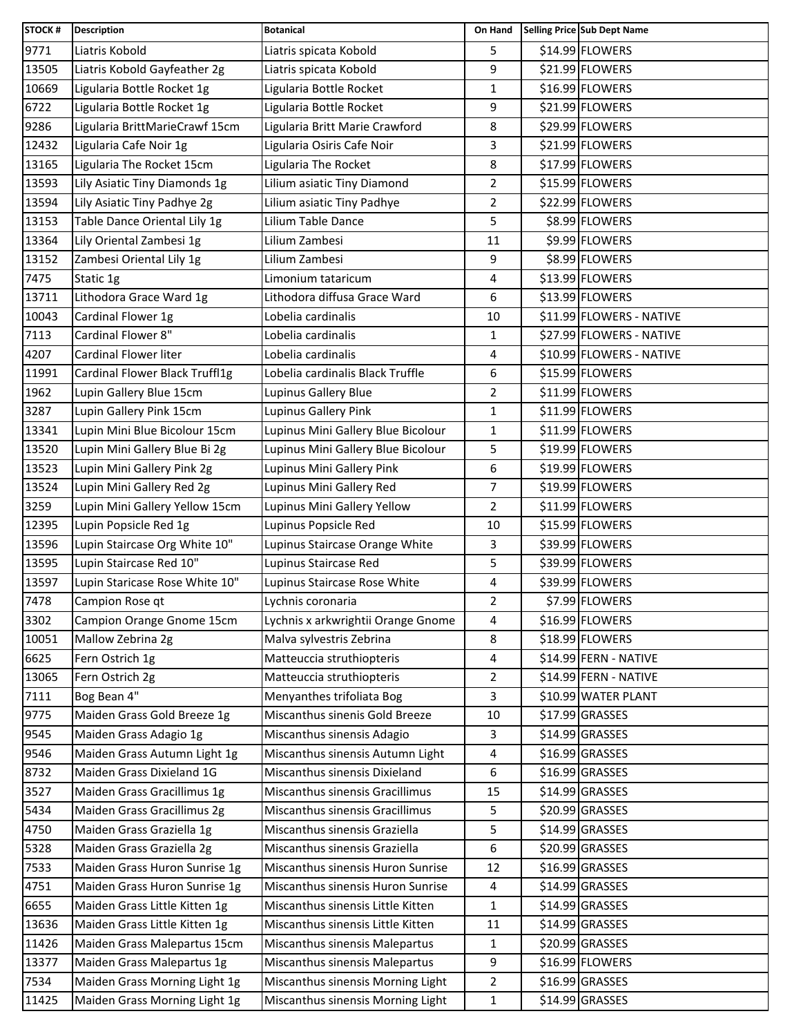| STOCK # | Description | Botanical | On Hand | Selling Price | Sub Dept Name |
|---|---|---|---|---|---|
| 9771 | Liatris Kobold | Liatris spicata Kobold | 5 | $14.99 | FLOWERS |
| 13505 | Liatris Kobold Gayfeather 2g | Liatris spicata Kobold | 9 | $21.99 | FLOWERS |
| 10669 | Ligularia Bottle Rocket 1g | Ligularia Bottle Rocket | 1 | $16.99 | FLOWERS |
| 6722 | Ligularia Bottle Rocket 1g | Ligularia Bottle Rocket | 9 | $21.99 | FLOWERS |
| 9286 | Ligularia BrittMarieCrawf 15cm | Ligularia Britt Marie Crawford | 8 | $29.99 | FLOWERS |
| 12432 | Ligularia Cafe Noir 1g | Ligularia Osiris Cafe Noir | 3 | $21.99 | FLOWERS |
| 13165 | Ligularia The Rocket 15cm | Ligularia The Rocket | 8 | $17.99 | FLOWERS |
| 13593 | Lily Asiatic Tiny Diamonds 1g | Lilium asiatic Tiny Diamond | 2 | $15.99 | FLOWERS |
| 13594 | Lily Asiatic Tiny Padhye 2g | Lilium asiatic Tiny Padhye | 2 | $22.99 | FLOWERS |
| 13153 | Table Dance Oriental Lily 1g | Lilium Table Dance | 5 | $8.99 | FLOWERS |
| 13364 | Lily Oriental Zambesi 1g | Lilium Zambesi | 11 | $9.99 | FLOWERS |
| 13152 | Zambesi Oriental Lily 1g | Lilium Zambesi | 9 | $8.99 | FLOWERS |
| 7475 | Static 1g | Limonium tataricum | 4 | $13.99 | FLOWERS |
| 13711 | Lithodora Grace Ward 1g | Lithodora diffusa Grace Ward | 6 | $13.99 | FLOWERS |
| 10043 | Cardinal Flower 1g | Lobelia cardinalis | 10 | $11.99 | FLOWERS - NATIVE |
| 7113 | Cardinal Flower 8" | Lobelia cardinalis | 1 | $27.99 | FLOWERS - NATIVE |
| 4207 | Cardinal Flower liter | Lobelia cardinalis | 4 | $10.99 | FLOWERS - NATIVE |
| 11991 | Cardinal Flower Black Truffl1g | Lobelia cardinalis Black Truffle | 6 | $15.99 | FLOWERS |
| 1962 | Lupin Gallery Blue 15cm | Lupinus Gallery Blue | 2 | $11.99 | FLOWERS |
| 3287 | Lupin Gallery Pink 15cm | Lupinus Gallery Pink | 1 | $11.99 | FLOWERS |
| 13341 | Lupin Mini Blue Bicolour 15cm | Lupinus Mini Gallery Blue Bicolour | 1 | $11.99 | FLOWERS |
| 13520 | Lupin Mini Gallery Blue Bi 2g | Lupinus Mini Gallery Blue Bicolour | 5 | $19.99 | FLOWERS |
| 13523 | Lupin Mini Gallery Pink 2g | Lupinus Mini Gallery Pink | 6 | $19.99 | FLOWERS |
| 13524 | Lupin Mini Gallery Red 2g | Lupinus Mini Gallery Red | 7 | $19.99 | FLOWERS |
| 3259 | Lupin Mini Gallery Yellow 15cm | Lupinus Mini Gallery Yellow | 2 | $11.99 | FLOWERS |
| 12395 | Lupin Popsicle Red 1g | Lupinus Popsicle Red | 10 | $15.99 | FLOWERS |
| 13596 | Lupin Staircase Org White 10" | Lupinus Staircase Orange White | 3 | $39.99 | FLOWERS |
| 13595 | Lupin Staircase Red 10" | Lupinus Staircase Red | 5 | $39.99 | FLOWERS |
| 13597 | Lupin Staricase Rose White 10" | Lupinus Staircase Rose White | 4 | $39.99 | FLOWERS |
| 7478 | Campion Rose qt | Lychnis coronaria | 2 | $7.99 | FLOWERS |
| 3302 | Campion Orange Gnome 15cm | Lychnis x arkwrightii Orange Gnome | 4 | $16.99 | FLOWERS |
| 10051 | Mallow Zebrina 2g | Malva sylvestris Zebrina | 8 | $18.99 | FLOWERS |
| 6625 | Fern Ostrich 1g | Matteuccia struthiopteris | 4 | $14.99 | FERN - NATIVE |
| 13065 | Fern Ostrich 2g | Matteuccia struthiopteris | 2 | $14.99 | FERN - NATIVE |
| 7111 | Bog Bean 4" | Menyanthes trifoliata Bog | 3 | $10.99 | WATER PLANT |
| 9775 | Maiden Grass Gold Breeze 1g | Miscanthus sinenis Gold Breeze | 10 | $17.99 | GRASSES |
| 9545 | Maiden Grass Adagio 1g | Miscanthus sinensis Adagio | 3 | $14.99 | GRASSES |
| 9546 | Maiden Grass Autumn Light 1g | Miscanthus sinensis Autumn Light | 4 | $16.99 | GRASSES |
| 8732 | Maiden Grass Dixieland 1G | Miscanthus sinensis Dixieland | 6 | $16.99 | GRASSES |
| 3527 | Maiden Grass Gracillimus 1g | Miscanthus sinensis Gracillimus | 15 | $14.99 | GRASSES |
| 5434 | Maiden Grass Gracillimus 2g | Miscanthus sinensis Gracillimus | 5 | $20.99 | GRASSES |
| 4750 | Maiden Grass Graziella 1g | Miscanthus sinensis Graziella | 5 | $14.99 | GRASSES |
| 5328 | Maiden Grass Graziella 2g | Miscanthus sinensis Graziella | 6 | $20.99 | GRASSES |
| 7533 | Maiden Grass Huron Sunrise 1g | Miscanthus sinensis Huron Sunrise | 12 | $16.99 | GRASSES |
| 4751 | Maiden Grass Huron Sunrise 1g | Miscanthus sinensis Huron Sunrise | 4 | $14.99 | GRASSES |
| 6655 | Maiden Grass Little Kitten 1g | Miscanthus sinensis Little Kitten | 1 | $14.99 | GRASSES |
| 13636 | Maiden Grass Little Kitten 1g | Miscanthus sinensis Little Kitten | 11 | $14.99 | GRASSES |
| 11426 | Maiden Grass Malepartus 15cm | Miscanthus sinensis Malepartus | 1 | $20.99 | GRASSES |
| 13377 | Maiden Grass Malepartus 1g | Miscanthus sinensis Malepartus | 9 | $16.99 | FLOWERS |
| 7534 | Maiden Grass Morning Light 1g | Miscanthus sinensis Morning Light | 2 | $16.99 | GRASSES |
| 11425 | Maiden Grass Morning Light 1g | Miscanthus sinensis Morning Light | 1 | $14.99 | GRASSES |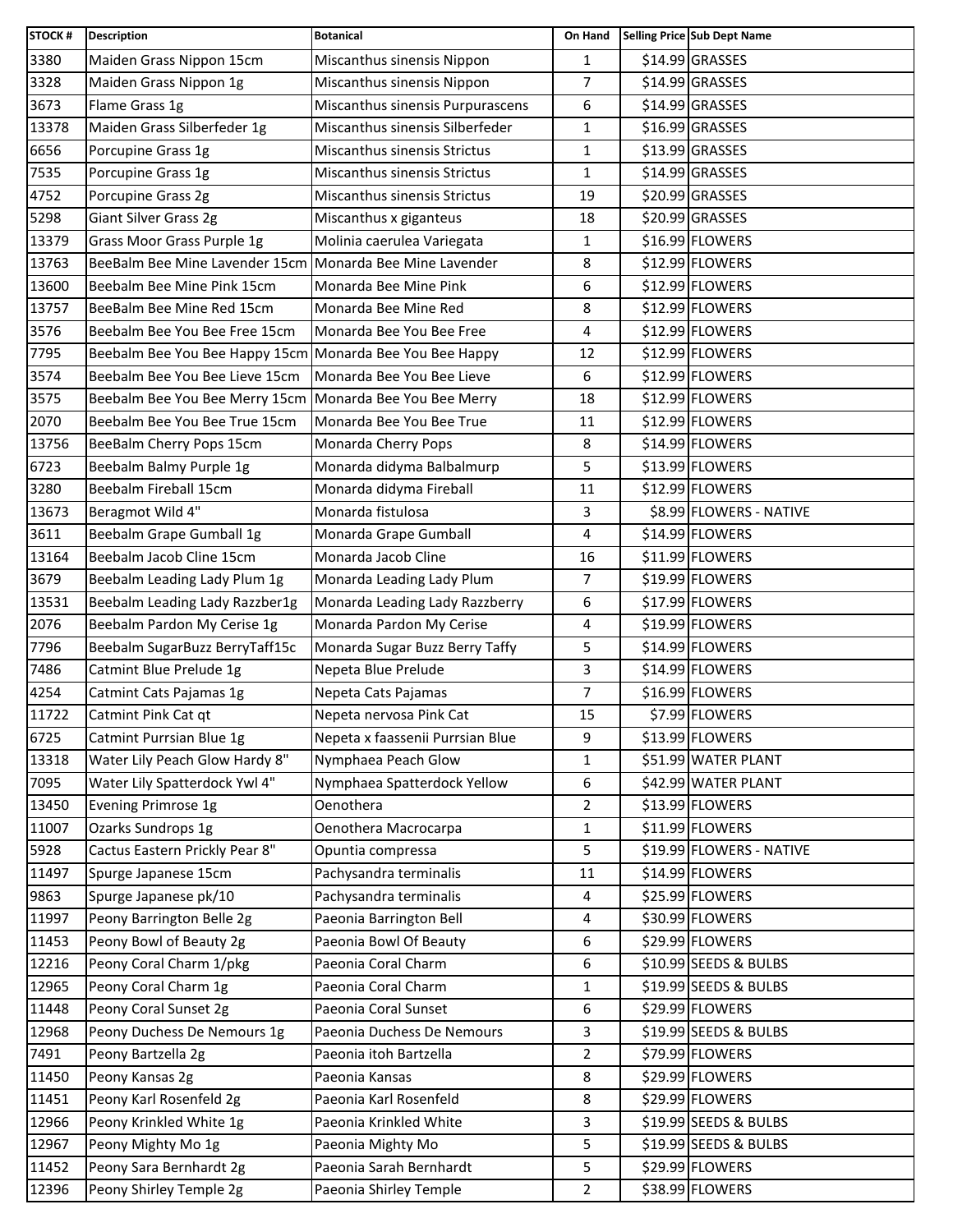| STOCK # | Description | Botanical | On Hand | Selling Price | Sub Dept Name |
|---|---|---|---|---|---|
| 3380 | Maiden Grass Nippon 15cm | Miscanthus sinensis Nippon | 1 | $14.99 | GRASSES |
| 3328 | Maiden Grass Nippon 1g | Miscanthus sinensis Nippon | 7 | $14.99 | GRASSES |
| 3673 | Flame Grass 1g | Miscanthus sinensis Purpurascens | 6 | $14.99 | GRASSES |
| 13378 | Maiden Grass Silberfeder 1g | Miscanthus sinensis Silberfeder | 1 | $16.99 | GRASSES |
| 6656 | Porcupine Grass 1g | Miscanthus sinensis Strictus | 1 | $13.99 | GRASSES |
| 7535 | Porcupine Grass 1g | Miscanthus sinensis Strictus | 1 | $14.99 | GRASSES |
| 4752 | Porcupine Grass 2g | Miscanthus sinensis Strictus | 19 | $20.99 | GRASSES |
| 5298 | Giant Silver Grass 2g | Miscanthus x giganteus | 18 | $20.99 | GRASSES |
| 13379 | Grass Moor Grass Purple 1g | Molinia caerulea Variegata | 1 | $16.99 | FLOWERS |
| 13763 | BeeBalm Bee Mine Lavender 15cm | Monarda Bee Mine Lavender | 8 | $12.99 | FLOWERS |
| 13600 | Beebalm Bee Mine Pink 15cm | Monarda Bee Mine Pink | 6 | $12.99 | FLOWERS |
| 13757 | BeeBalm Bee Mine Red 15cm | Monarda Bee Mine Red | 8 | $12.99 | FLOWERS |
| 3576 | Beebalm Bee You Bee Free 15cm | Monarda Bee You Bee Free | 4 | $12.99 | FLOWERS |
| 7795 | Beebalm Bee You Bee Happy 15cm | Monarda Bee You Bee Happy | 12 | $12.99 | FLOWERS |
| 3574 | Beebalm Bee You Bee Lieve 15cm | Monarda Bee You Bee Lieve | 6 | $12.99 | FLOWERS |
| 3575 | Beebalm Bee You Bee Merry 15cm | Monarda Bee You Bee Merry | 18 | $12.99 | FLOWERS |
| 2070 | Beebalm Bee You Bee True 15cm | Monarda Bee You Bee True | 11 | $12.99 | FLOWERS |
| 13756 | BeeBalm Cherry Pops 15cm | Monarda Cherry Pops | 8 | $14.99 | FLOWERS |
| 6723 | Beebalm Balmy Purple 1g | Monarda didyma Balbalmurp | 5 | $13.99 | FLOWERS |
| 3280 | Beebalm Fireball 15cm | Monarda didyma Fireball | 11 | $12.99 | FLOWERS |
| 13673 | Beragmot Wild 4" | Monarda fistulosa | 3 | $8.99 | FLOWERS - NATIVE |
| 3611 | Beebalm Grape Gumball 1g | Monarda Grape Gumball | 4 | $14.99 | FLOWERS |
| 13164 | Beebalm Jacob Cline 15cm | Monarda Jacob Cline | 16 | $11.99 | FLOWERS |
| 3679 | Beebalm Leading Lady Plum 1g | Monarda Leading Lady Plum | 7 | $19.99 | FLOWERS |
| 13531 | Beebalm Leading Lady Razzber1g | Monarda Leading Lady Razzberry | 6 | $17.99 | FLOWERS |
| 2076 | Beebalm Pardon My Cerise 1g | Monarda Pardon My Cerise | 4 | $19.99 | FLOWERS |
| 7796 | Beebalm SugarBuzz BerryTaff15c | Monarda Sugar Buzz Berry Taffy | 5 | $14.99 | FLOWERS |
| 7486 | Catmint Blue Prelude 1g | Nepeta Blue Prelude | 3 | $14.99 | FLOWERS |
| 4254 | Catmint Cats Pajamas 1g | Nepeta Cats Pajamas | 7 | $16.99 | FLOWERS |
| 11722 | Catmint Pink Cat qt | Nepeta nervosa Pink Cat | 15 | $7.99 | FLOWERS |
| 6725 | Catmint Purrsian Blue 1g | Nepeta x faassenii Purrsian Blue | 9 | $13.99 | FLOWERS |
| 13318 | Water Lily Peach Glow Hardy 8" | Nymphaea Peach Glow | 1 | $51.99 | WATER PLANT |
| 7095 | Water Lily Spatterdock Ywl 4" | Nymphaea Spatterdock Yellow | 6 | $42.99 | WATER PLANT |
| 13450 | Evening Primrose 1g | Oenothera | 2 | $13.99 | FLOWERS |
| 11007 | Ozarks Sundrops 1g | Oenothera Macrocarpa | 1 | $11.99 | FLOWERS |
| 5928 | Cactus Eastern Prickly Pear 8" | Opuntia compressa | 5 | $19.99 | FLOWERS - NATIVE |
| 11497 | Spurge Japanese 15cm | Pachysandra terminalis | 11 | $14.99 | FLOWERS |
| 9863 | Spurge Japanese pk/10 | Pachysandra terminalis | 4 | $25.99 | FLOWERS |
| 11997 | Peony Barrington Belle 2g | Paeonia Barrington Bell | 4 | $30.99 | FLOWERS |
| 11453 | Peony Bowl of Beauty 2g | Paeonia Bowl Of Beauty | 6 | $29.99 | FLOWERS |
| 12216 | Peony Coral Charm 1/pkg | Paeonia Coral Charm | 6 | $10.99 | SEEDS & BULBS |
| 12965 | Peony Coral Charm 1g | Paeonia Coral Charm | 1 | $19.99 | SEEDS & BULBS |
| 11448 | Peony Coral Sunset 2g | Paeonia Coral Sunset | 6 | $29.99 | FLOWERS |
| 12968 | Peony Duchess De Nemours 1g | Paeonia Duchess De Nemours | 3 | $19.99 | SEEDS & BULBS |
| 7491 | Peony Bartzella 2g | Paeonia itoh Bartzella | 2 | $79.99 | FLOWERS |
| 11450 | Peony Kansas 2g | Paeonia Kansas | 8 | $29.99 | FLOWERS |
| 11451 | Peony Karl Rosenfeld 2g | Paeonia Karl Rosenfeld | 8 | $29.99 | FLOWERS |
| 12966 | Peony Krinkled White 1g | Paeonia Krinkled White | 3 | $19.99 | SEEDS & BULBS |
| 12967 | Peony Mighty Mo 1g | Paeonia Mighty Mo | 5 | $19.99 | SEEDS & BULBS |
| 11452 | Peony Sara Bernhardt 2g | Paeonia Sarah Bernhardt | 5 | $29.99 | FLOWERS |
| 12396 | Peony Shirley Temple 2g | Paeonia Shirley Temple | 2 | $38.99 | FLOWERS |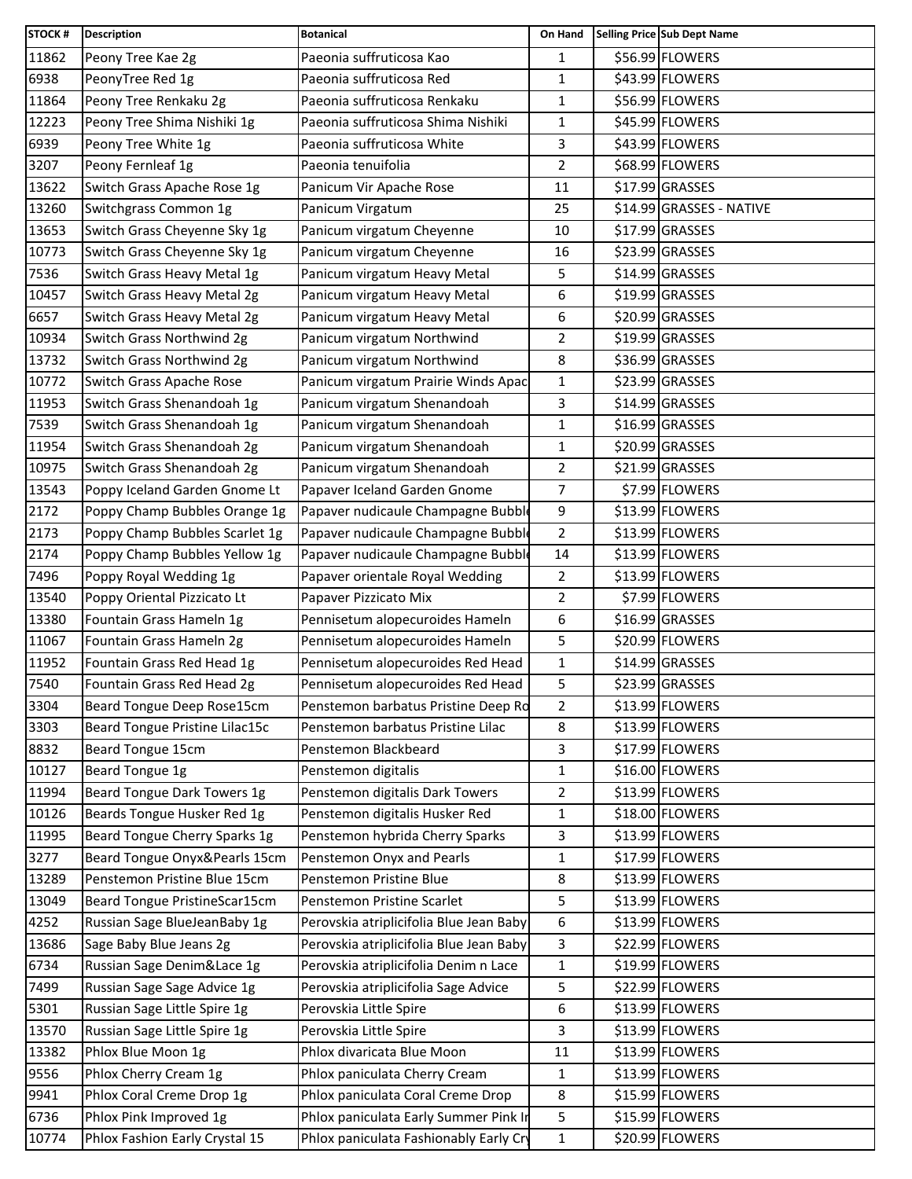| STOCK # | Description | Botanical | On Hand | Selling Price | Sub Dept Name |
|---|---|---|---|---|---|
| 11862 | Peony Tree Kae 2g | Paeonia suffruticosa Kao | 1 | $56.99 | FLOWERS |
| 6938 | PeonyTree Red 1g | Paeonia suffruticosa Red | 1 | $43.99 | FLOWERS |
| 11864 | Peony Tree Renkaku 2g | Paeonia suffruticosa Renkaku | 1 | $56.99 | FLOWERS |
| 12223 | Peony Tree Shima Nishiki 1g | Paeonia suffruticosa Shima Nishiki | 1 | $45.99 | FLOWERS |
| 6939 | Peony Tree White 1g | Paeonia suffruticosa White | 3 | $43.99 | FLOWERS |
| 3207 | Peony Fernleaf 1g | Paeonia tenuifolia | 2 | $68.99 | FLOWERS |
| 13622 | Switch Grass Apache Rose 1g | Panicum Vir Apache Rose | 11 | $17.99 | GRASSES |
| 13260 | Switchgrass Common 1g | Panicum Virgatum | 25 | $14.99 | GRASSES - NATIVE |
| 13653 | Switch Grass Cheyenne Sky 1g | Panicum virgatum Cheyenne | 10 | $17.99 | GRASSES |
| 10773 | Switch Grass Cheyenne Sky 1g | Panicum virgatum Cheyenne | 16 | $23.99 | GRASSES |
| 7536 | Switch Grass Heavy Metal 1g | Panicum virgatum Heavy Metal | 5 | $14.99 | GRASSES |
| 10457 | Switch Grass Heavy Metal 2g | Panicum virgatum Heavy Metal | 6 | $19.99 | GRASSES |
| 6657 | Switch Grass Heavy Metal 2g | Panicum virgatum Heavy Metal | 6 | $20.99 | GRASSES |
| 10934 | Switch Grass Northwind 2g | Panicum virgatum Northwind | 2 | $19.99 | GRASSES |
| 13732 | Switch Grass Northwind 2g | Panicum virgatum Northwind | 8 | $36.99 | GRASSES |
| 10772 | Switch Grass Apache Rose | Panicum virgatum Prairie Winds Apac | 1 | $23.99 | GRASSES |
| 11953 | Switch Grass Shenandoah 1g | Panicum virgatum Shenandoah | 3 | $14.99 | GRASSES |
| 7539 | Switch Grass Shenandoah 1g | Panicum virgatum Shenandoah | 1 | $16.99 | GRASSES |
| 11954 | Switch Grass Shenandoah 2g | Panicum virgatum Shenandoah | 1 | $20.99 | GRASSES |
| 10975 | Switch Grass Shenandoah 2g | Panicum virgatum Shenandoah | 2 | $21.99 | GRASSES |
| 13543 | Poppy Iceland Garden Gnome Lt | Papaver Iceland Garden Gnome | 7 | $7.99 | FLOWERS |
| 2172 | Poppy Champ Bubbles Orange 1g | Papaver nudicaule Champagne Bubble | 9 | $13.99 | FLOWERS |
| 2173 | Poppy Champ Bubbles Scarlet 1g | Papaver nudicaule Champagne Bubble | 2 | $13.99 | FLOWERS |
| 2174 | Poppy Champ Bubbles Yellow 1g | Papaver nudicaule Champagne Bubble | 14 | $13.99 | FLOWERS |
| 7496 | Poppy Royal Wedding 1g | Papaver orientale Royal Wedding | 2 | $13.99 | FLOWERS |
| 13540 | Poppy Oriental Pizzicato Lt | Papaver Pizzicato Mix | 2 | $7.99 | FLOWERS |
| 13380 | Fountain Grass Hameln 1g | Pennisetum alopecuroides Hameln | 6 | $16.99 | GRASSES |
| 11067 | Fountain Grass Hameln 2g | Pennisetum alopecuroides Hameln | 5 | $20.99 | FLOWERS |
| 11952 | Fountain Grass Red Head 1g | Pennisetum alopecuroides Red Head | 1 | $14.99 | GRASSES |
| 7540 | Fountain Grass Red Head 2g | Pennisetum alopecuroides Red Head | 5 | $23.99 | GRASSES |
| 3304 | Beard Tongue Deep Rose15cm | Penstemon barbatus Pristine Deep Ro | 2 | $13.99 | FLOWERS |
| 3303 | Beard Tongue Pristine Lilac15c | Penstemon barbatus Pristine Lilac | 8 | $13.99 | FLOWERS |
| 8832 | Beard Tongue 15cm | Penstemon Blackbeard | 3 | $17.99 | FLOWERS |
| 10127 | Beard Tongue 1g | Penstemon digitalis | 1 | $16.00 | FLOWERS |
| 11994 | Beard Tongue Dark Towers 1g | Penstemon digitalis Dark Towers | 2 | $13.99 | FLOWERS |
| 10126 | Beards Tongue Husker Red 1g | Penstemon digitalis Husker Red | 1 | $18.00 | FLOWERS |
| 11995 | Beard Tongue Cherry Sparks 1g | Penstemon hybrida Cherry Sparks | 3 | $13.99 | FLOWERS |
| 3277 | Beard Tongue Onyx&Pearls 15cm | Penstemon Onyx and Pearls | 1 | $17.99 | FLOWERS |
| 13289 | Penstemon Pristine Blue 15cm | Penstemon Pristine Blue | 8 | $13.99 | FLOWERS |
| 13049 | Beard Tongue PristineScar15cm | Penstemon Pristine Scarlet | 5 | $13.99 | FLOWERS |
| 4252 | Russian Sage BlueJeanBaby 1g | Perovskia atriplicifolia Blue Jean Baby | 6 | $13.99 | FLOWERS |
| 13686 | Sage Baby Blue Jeans 2g | Perovskia atriplicifolia Blue Jean Baby | 3 | $22.99 | FLOWERS |
| 6734 | Russian Sage Denim&Lace 1g | Perovskia atriplicifolia Denim n Lace | 1 | $19.99 | FLOWERS |
| 7499 | Russian Sage Sage Advice 1g | Perovskia atriplicifolia Sage Advice | 5 | $22.99 | FLOWERS |
| 5301 | Russian Sage Little Spire 1g | Perovskia Little Spire | 6 | $13.99 | FLOWERS |
| 13570 | Russian Sage Little Spire 1g | Perovskia Little Spire | 3 | $13.99 | FLOWERS |
| 13382 | Phlox Blue Moon 1g | Phlox divaricata Blue Moon | 11 | $13.99 | FLOWERS |
| 9556 | Phlox Cherry Cream 1g | Phlox paniculata Cherry Cream | 1 | $13.99 | FLOWERS |
| 9941 | Phlox Coral Creme Drop 1g | Phlox paniculata Coral Creme Drop | 8 | $15.99 | FLOWERS |
| 6736 | Phlox Pink Improved 1g | Phlox paniculata Early Summer Pink In | 5 | $15.99 | FLOWERS |
| 10774 | Phlox Fashion Early Crystal 15 | Phlox paniculata Fashionably Early Cry | 1 | $20.99 | FLOWERS |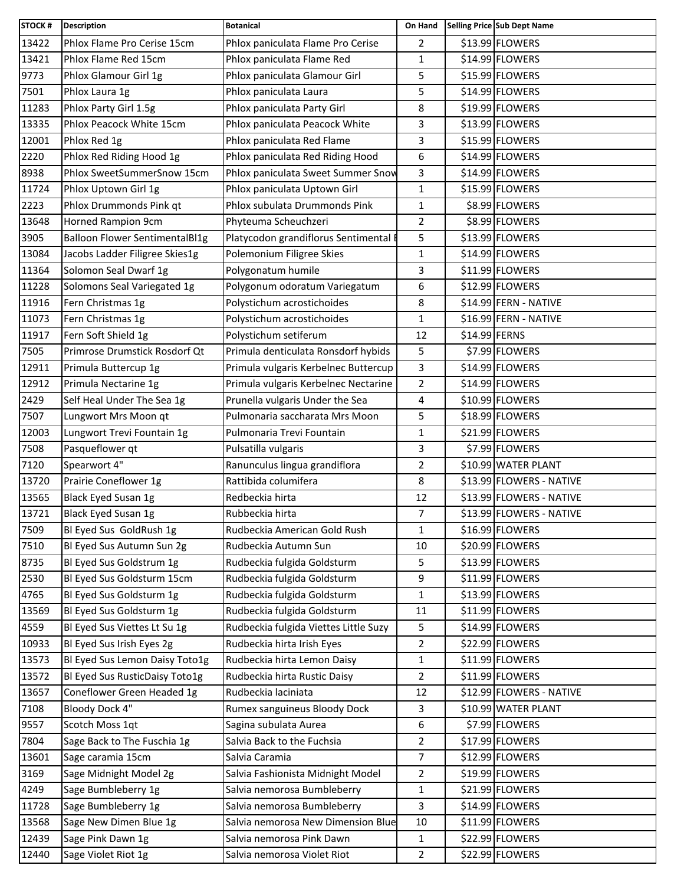| STOCK # | Description | Botanical | On Hand | Selling Price | Sub Dept Name |
|---|---|---|---|---|---|
| 13422 | Phlox Flame Pro Cerise 15cm | Phlox paniculata Flame Pro Cerise | 2 | $13.99 | FLOWERS |
| 13421 | Phlox Flame Red 15cm | Phlox paniculata Flame Red | 1 | $14.99 | FLOWERS |
| 9773 | Phlox Glamour Girl 1g | Phlox paniculata Glamour Girl | 5 | $15.99 | FLOWERS |
| 7501 | Phlox Laura 1g | Phlox paniculata Laura | 5 | $14.99 | FLOWERS |
| 11283 | Phlox Party Girl 1.5g | Phlox paniculata Party Girl | 8 | $19.99 | FLOWERS |
| 13335 | Phlox Peacock White 15cm | Phlox paniculata Peacock White | 3 | $13.99 | FLOWERS |
| 12001 | Phlox Red 1g | Phlox paniculata Red Flame | 3 | $15.99 | FLOWERS |
| 2220 | Phlox Red Riding Hood 1g | Phlox paniculata Red Riding Hood | 6 | $14.99 | FLOWERS |
| 8938 | Phlox SweetSummerSnow 15cm | Phlox paniculata Sweet Summer Snow | 3 | $14.99 | FLOWERS |
| 11724 | Phlox Uptown Girl 1g | Phlox paniculata Uptown Girl | 1 | $15.99 | FLOWERS |
| 2223 | Phlox Drummonds Pink qt | Phlox subulata Drummonds Pink | 1 | $8.99 | FLOWERS |
| 13648 | Horned Rampion 9cm | Phyteuma Scheuchzeri | 2 | $8.99 | FLOWERS |
| 3905 | Balloon Flower SentimentalBl1g | Platycodon grandiflorus Sentimental B | 5 | $13.99 | FLOWERS |
| 13084 | Jacobs Ladder Filigree Skies1g | Polemonium Filigree Skies | 1 | $14.99 | FLOWERS |
| 11364 | Solomon Seal Dwarf 1g | Polygonatum humile | 3 | $11.99 | FLOWERS |
| 11228 | Solomons Seal Variegated 1g | Polygonum odoratum Variegatum | 6 | $12.99 | FLOWERS |
| 11916 | Fern Christmas 1g | Polystichum acrostichoides | 8 | $14.99 | FERN - NATIVE |
| 11073 | Fern Christmas 1g | Polystichum acrostichoides | 1 | $16.99 | FERN - NATIVE |
| 11917 | Fern Soft Shield 1g | Polystichum setiferum | 12 | $14.99 | FERNS |
| 7505 | Primrose Drumstick Rosdorf Qt | Primula denticulata Ronsdorf hybids | 5 | $7.99 | FLOWERS |
| 12911 | Primula Buttercup 1g | Primula vulgaris Kerbelnec Buttercup | 3 | $14.99 | FLOWERS |
| 12912 | Primula Nectarine 1g | Primula vulgaris Kerbelnec Nectarine | 2 | $14.99 | FLOWERS |
| 2429 | Self Heal Under The Sea 1g | Prunella vulgaris Under the Sea | 4 | $10.99 | FLOWERS |
| 7507 | Lungwort Mrs Moon qt | Pulmonaria saccharata Mrs Moon | 5 | $18.99 | FLOWERS |
| 12003 | Lungwort Trevi Fountain 1g | Pulmonaria Trevi Fountain | 1 | $21.99 | FLOWERS |
| 7508 | Pasqueflower qt | Pulsatilla vulgaris | 3 | $7.99 | FLOWERS |
| 7120 | Spearwort 4" | Ranunculus lingua grandiflora | 2 | $10.99 | WATER PLANT |
| 13720 | Prairie Coneflower 1g | Rattibida columifera | 8 | $13.99 | FLOWERS - NATIVE |
| 13565 | Black Eyed Susan 1g | Redbeckia hirta | 12 | $13.99 | FLOWERS - NATIVE |
| 13721 | Black Eyed Susan 1g | Rubbeckia hirta | 7 | $13.99 | FLOWERS - NATIVE |
| 7509 | Bl Eyed Sus GoldRush 1g | Rudbeckia American Gold Rush | 1 | $16.99 | FLOWERS |
| 7510 | Bl Eyed Sus Autumn Sun 2g | Rudbeckia Autumn Sun | 10 | $20.99 | FLOWERS |
| 8735 | Bl Eyed Sus Goldstrum 1g | Rudbeckia fulgida Goldsturm | 5 | $13.99 | FLOWERS |
| 2530 | Bl Eyed Sus Goldsturm 15cm | Rudbeckia fulgida Goldsturm | 9 | $11.99 | FLOWERS |
| 4765 | Bl Eyed Sus Goldsturm 1g | Rudbeckia fulgida Goldsturm | 1 | $13.99 | FLOWERS |
| 13569 | Bl Eyed Sus Goldsturm 1g | Rudbeckia fulgida Goldsturm | 11 | $11.99 | FLOWERS |
| 4559 | Bl Eyed Sus Viettes Lt Su 1g | Rudbeckia fulgida Viettes Little Suzy | 5 | $14.99 | FLOWERS |
| 10933 | Bl Eyed Sus Irish Eyes 2g | Rudbeckia hirta Irish Eyes | 2 | $22.99 | FLOWERS |
| 13573 | Bl Eyed Sus Lemon Daisy Toto1g | Rudbeckia hirta Lemon Daisy | 1 | $11.99 | FLOWERS |
| 13572 | Bl Eyed Sus RusticDaisy Toto1g | Rudbeckia hirta Rustic Daisy | 2 | $11.99 | FLOWERS |
| 13657 | Coneflower Green Headed 1g | Rudbeckia laciniata | 12 | $12.99 | FLOWERS - NATIVE |
| 7108 | Bloody Dock 4" | Rumex sanguineus Bloody Dock | 3 | $10.99 | WATER PLANT |
| 9557 | Scotch Moss 1qt | Sagina subulata Aurea | 6 | $7.99 | FLOWERS |
| 7804 | Sage Back to The Fuschia 1g | Salvia Back to the Fuchsia | 2 | $17.99 | FLOWERS |
| 13601 | Sage caramia 15cm | Salvia Caramia | 7 | $12.99 | FLOWERS |
| 3169 | Sage Midnight Model 2g | Salvia Fashionista Midnight Model | 2 | $19.99 | FLOWERS |
| 4249 | Sage Bumbleberry 1g | Salvia nemorosa Bumbleberry | 1 | $21.99 | FLOWERS |
| 11728 | Sage Bumbleberry 1g | Salvia nemorosa Bumbleberry | 3 | $14.99 | FLOWERS |
| 13568 | Sage New Dimen Blue 1g | Salvia nemorosa New Dimension Blue | 10 | $11.99 | FLOWERS |
| 12439 | Sage Pink Dawn 1g | Salvia nemorosa Pink Dawn | 1 | $22.99 | FLOWERS |
| 12440 | Sage Violet Riot 1g | Salvia nemorosa Violet Riot | 2 | $22.99 | FLOWERS |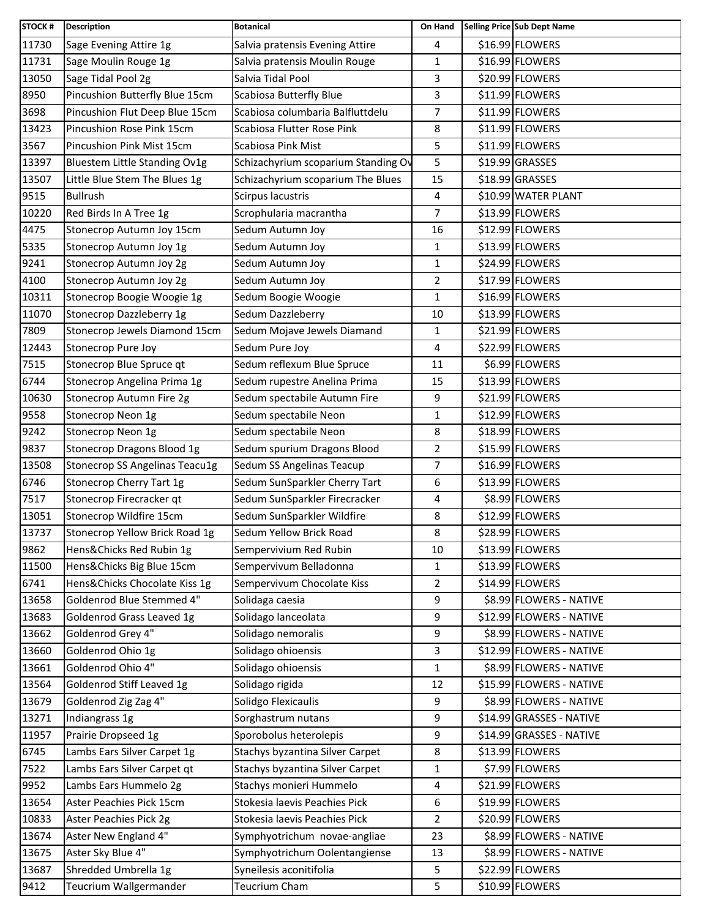| STOCK # | Description | Botanical | On Hand | Selling Price | Sub Dept Name |
|---|---|---|---|---|---|
| 11730 | Sage Evening Attire 1g | Salvia pratensis Evening Attire | 4 | $16.99 | FLOWERS |
| 11731 | Sage Moulin Rouge 1g | Salvia pratensis Moulin Rouge | 1 | $16.99 | FLOWERS |
| 13050 | Sage Tidal Pool 2g | Salvia Tidal Pool | 3 | $20.99 | FLOWERS |
| 8950 | Pincushion Butterfly Blue 15cm | Scabiosa Butterfly Blue | 3 | $11.99 | FLOWERS |
| 3698 | Pincushion Flut Deep Blue 15cm | Scabiosa columbaria Balfluttdelu | 7 | $11.99 | FLOWERS |
| 13423 | Pincushion Rose Pink 15cm | Scabiosa Flutter Rose Pink | 8 | $11.99 | FLOWERS |
| 3567 | Pincushion Pink Mist 15cm | Scabiosa Pink Mist | 5 | $11.99 | FLOWERS |
| 13397 | Bluestem Little Standing Ov1g | Schizachyrium scoparium Standing Ov | 5 | $19.99 | GRASSES |
| 13507 | Little Blue Stem The Blues 1g | Schizachyrium scoparium The Blues | 15 | $18.99 | GRASSES |
| 9515 | Bullrush | Scirpus lacustris | 4 | $10.99 | WATER PLANT |
| 10220 | Red Birds In A Tree 1g | Scrophularia macrantha | 7 | $13.99 | FLOWERS |
| 4475 | Stonecrop Autumn Joy 15cm | Sedum Autumn Joy | 16 | $12.99 | FLOWERS |
| 5335 | Stonecrop Autumn Joy 1g | Sedum Autumn Joy | 1 | $13.99 | FLOWERS |
| 9241 | Stonecrop Autumn Joy 2g | Sedum Autumn Joy | 1 | $24.99 | FLOWERS |
| 4100 | Stonecrop Autumn Joy 2g | Sedum Autumn Joy | 2 | $17.99 | FLOWERS |
| 10311 | Stonecrop Boogie Woogie 1g | Sedum Boogie Woogie | 1 | $16.99 | FLOWERS |
| 11070 | Stonecrop Dazzleberry 1g | Sedum Dazzleberry | 10 | $13.99 | FLOWERS |
| 7809 | Stonecrop Jewels Diamond 15cm | Sedum Mojave Jewels Diamand | 1 | $21.99 | FLOWERS |
| 12443 | Stonecrop Pure Joy | Sedum Pure Joy | 4 | $22.99 | FLOWERS |
| 7515 | Stonecrop Blue Spruce qt | Sedum reflexum Blue Spruce | 11 | $6.99 | FLOWERS |
| 6744 | Stonecrop Angelina Prima 1g | Sedum rupestre Anelina Prima | 15 | $13.99 | FLOWERS |
| 10630 | Stonecrop Autumn Fire 2g | Sedum spectabile Autumn Fire | 9 | $21.99 | FLOWERS |
| 9558 | Stonecrop Neon 1g | Sedum spectabile Neon | 1 | $12.99 | FLOWERS |
| 9242 | Stonecrop Neon 1g | Sedum spectabile Neon | 8 | $18.99 | FLOWERS |
| 9837 | Stonecrop Dragons Blood 1g | Sedum spurium Dragons Blood | 2 | $15.99 | FLOWERS |
| 13508 | Stonecrop SS Angelinas Teacu1g | Sedum SS Angelinas Teacup | 7 | $16.99 | FLOWERS |
| 6746 | Stonecrop Cherry Tart 1g | Sedum SunSparkler Cherry Tart | 6 | $13.99 | FLOWERS |
| 7517 | Stonecrop Firecracker qt | Sedum SunSparkler Firecracker | 4 | $8.99 | FLOWERS |
| 13051 | Stonecrop Wildfire 15cm | Sedum SunSparkler Wildfire | 8 | $12.99 | FLOWERS |
| 13737 | Stonecrop Yellow Brick Road 1g | Sedum Yellow Brick Road | 8 | $28.99 | FLOWERS |
| 9862 | Hens&Chicks Red Rubin 1g | Sempervivium Red Rubin | 10 | $13.99 | FLOWERS |
| 11500 | Hens&Chicks Big Blue 15cm | Sempervivum Belladonna | 1 | $13.99 | FLOWERS |
| 6741 | Hens&Chicks Chocolate Kiss 1g | Sempervivum Chocolate Kiss | 2 | $14.99 | FLOWERS |
| 13658 | Goldenrod Blue Stemmed 4" | Solidaga caesia | 9 | $8.99 | FLOWERS - NATIVE |
| 13683 | Goldenrod Grass Leaved 1g | Solidago lanceolata | 9 | $12.99 | FLOWERS - NATIVE |
| 13662 | Goldenrod Grey 4" | Solidago nemoralis | 9 | $8.99 | FLOWERS - NATIVE |
| 13660 | Goldenrod Ohio 1g | Solidago ohioensis | 3 | $12.99 | FLOWERS - NATIVE |
| 13661 | Goldenrod Ohio 4" | Solidago ohioensis | 1 | $8.99 | FLOWERS - NATIVE |
| 13564 | Goldenrod Stiff Leaved 1g | Solidago rigida | 12 | $15.99 | FLOWERS - NATIVE |
| 13679 | Goldenrod Zig Zag 4" | Solidgo Flexicaulis | 9 | $8.99 | FLOWERS - NATIVE |
| 13271 | Indiangrass 1g | Sorghastrum nutans | 9 | $14.99 | GRASSES - NATIVE |
| 11957 | Prairie Dropseed 1g | Sporobolus heterolepis | 9 | $14.99 | GRASSES - NATIVE |
| 6745 | Lambs Ears Silver Carpet 1g | Stachys byzantina Silver Carpet | 8 | $13.99 | FLOWERS |
| 7522 | Lambs Ears Silver Carpet qt | Stachys byzantina Silver Carpet | 1 | $7.99 | FLOWERS |
| 9952 | Lambs Ears Hummelo 2g | Stachys monieri Hummelo | 4 | $21.99 | FLOWERS |
| 13654 | Aster Peachies Pick 15cm | Stokesia laevis Peachies Pick | 6 | $19.99 | FLOWERS |
| 10833 | Aster Peachies Pick 2g | Stokesia laevis Peachies Pick | 2 | $20.99 | FLOWERS |
| 13674 | Aster New England 4" | Symphyotrichum  novae-angliae | 23 | $8.99 | FLOWERS - NATIVE |
| 13675 | Aster Sky Blue 4" | Symphyotrichum Oolentangiense | 13 | $8.99 | FLOWERS - NATIVE |
| 13687 | Shredded Umbrella 1g | Syneilesis aconitifolia | 5 | $22.99 | FLOWERS |
| 9412 | Teucrium Wallgermander | Teucrium Cham | 5 | $10.99 | FLOWERS |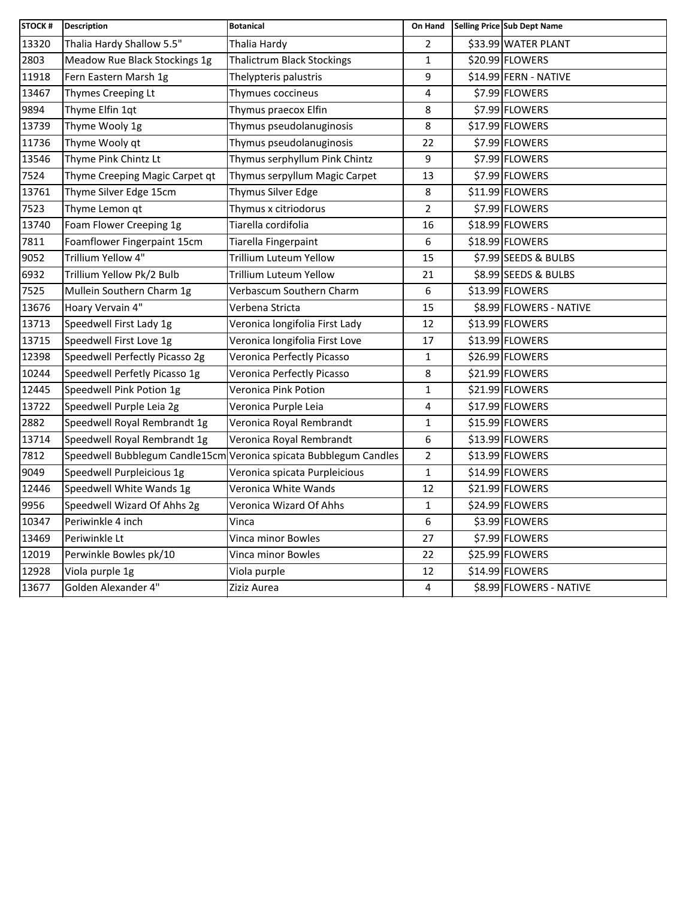| STOCK # | Description | Botanical | On Hand | Selling Price | Sub Dept Name |
|---|---|---|---|---|---|
| 13320 | Thalia Hardy Shallow 5.5" | Thalia Hardy | 2 | $33.99 | WATER PLANT |
| 2803 | Meadow Rue Black Stockings 1g | Thalictrum Black Stockings | 1 | $20.99 | FLOWERS |
| 11918 | Fern Eastern Marsh 1g | Thelypteris palustris | 9 | $14.99 | FERN - NATIVE |
| 13467 | Thymes Creeping Lt | Thymues coccineus | 4 | $7.99 | FLOWERS |
| 9894 | Thyme Elfin 1qt | Thymus praecox Elfin | 8 | $7.99 | FLOWERS |
| 13739 | Thyme Wooly 1g | Thymus pseudolanuginosis | 8 | $17.99 | FLOWERS |
| 11736 | Thyme Wooly qt | Thymus pseudolanuginosis | 22 | $7.99 | FLOWERS |
| 13546 | Thyme Pink Chintz Lt | Thymus serphyllum Pink Chintz | 9 | $7.99 | FLOWERS |
| 7524 | Thyme Creeping Magic Carpet qt | Thymus serpyllum Magic Carpet | 13 | $7.99 | FLOWERS |
| 13761 | Thyme Silver Edge 15cm | Thymus Silver Edge | 8 | $11.99 | FLOWERS |
| 7523 | Thyme Lemon qt | Thymus x citriodorus | 2 | $7.99 | FLOWERS |
| 13740 | Foam Flower Creeping 1g | Tiarella cordifolia | 16 | $18.99 | FLOWERS |
| 7811 | Foamflower Fingerpaint 15cm | Tiarella Fingerpaint | 6 | $18.99 | FLOWERS |
| 9052 | Trillium Yellow 4" | Trillium Luteum Yellow | 15 | $7.99 | SEEDS & BULBS |
| 6932 | Trillium Yellow Pk/2 Bulb | Trillium Luteum Yellow | 21 | $8.99 | SEEDS & BULBS |
| 7525 | Mullein Southern Charm 1g | Verbascum Southern Charm | 6 | $13.99 | FLOWERS |
| 13676 | Hoary Vervain 4" | Verbena Stricta | 15 | $8.99 | FLOWERS - NATIVE |
| 13713 | Speedwell First Lady 1g | Veronica longifolia First Lady | 12 | $13.99 | FLOWERS |
| 13715 | Speedwell First Love 1g | Veronica longifolia First Love | 17 | $13.99 | FLOWERS |
| 12398 | Speedwell Perfectly Picasso 2g | Veronica Perfectly Picasso | 1 | $26.99 | FLOWERS |
| 10244 | Speedwell Perfetly Picasso 1g | Veronica Perfectly Picasso | 8 | $21.99 | FLOWERS |
| 12445 | Speedwell Pink Potion 1g | Veronica Pink Potion | 1 | $21.99 | FLOWERS |
| 13722 | Speedwell Purple Leia 2g | Veronica Purple Leia | 4 | $17.99 | FLOWERS |
| 2882 | Speedwell Royal Rembrandt 1g | Veronica Royal Rembrandt | 1 | $15.99 | FLOWERS |
| 13714 | Speedwell Royal Rembrandt 1g | Veronica Royal Rembrandt | 6 | $13.99 | FLOWERS |
| 7812 | Speedwell Bubblegum Candle15cm | Veronica spicata Bubblegum Candles | 2 | $13.99 | FLOWERS |
| 9049 | Speedwell Purpleicious 1g | Veronica spicata Purpleicious | 1 | $14.99 | FLOWERS |
| 12446 | Speedwell White Wands 1g | Veronica White Wands | 12 | $21.99 | FLOWERS |
| 9956 | Speedwell Wizard Of Ahhs 2g | Veronica Wizard Of Ahhs | 1 | $24.99 | FLOWERS |
| 10347 | Periwinkle 4 inch | Vinca | 6 | $3.99 | FLOWERS |
| 13469 | Periwinkle Lt | Vinca minor Bowles | 27 | $7.99 | FLOWERS |
| 12019 | Perwinkle Bowles pk/10 | Vinca minor Bowles | 22 | $25.99 | FLOWERS |
| 12928 | Viola purple 1g | Viola purple | 12 | $14.99 | FLOWERS |
| 13677 | Golden Alexander 4" | Ziziz Aurea | 4 | $8.99 | FLOWERS - NATIVE |